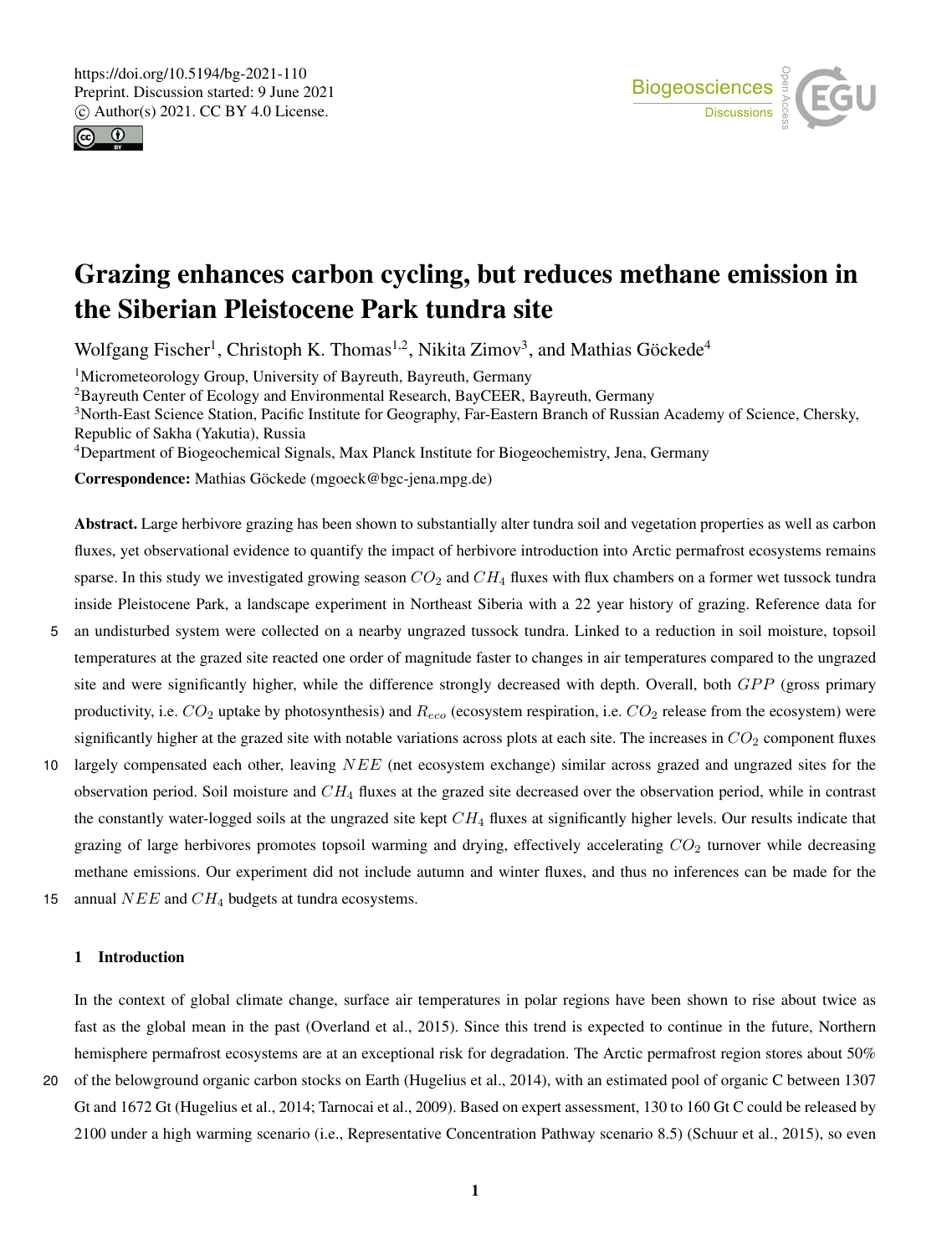# Grazing enhances carbon cycling, but reduces methane emission in the Siberian Pleistocene Park tundra site

Wolfgang Fischer[1], Christoph K. Thomas[1,2], Nikita Zimov[3], and Mathias Göckede[4]

[1]Micrometeorology Group, University of Bayreuth, Bayreuth, Germany

[2]Bayreuth Center of Ecology and Environmental Research, BayCEER, Bayreuth, Germany

[3]North-East Science Station, Pacific Institute for Geography, Far-Eastern Branch of Russian Academy of Science, Chersky, Republic of Sakha (Yakutia), Russia

[4]Department of Biogeochemical Signals, Max Planck Institute for Biogeochemistry, Jena, Germany

**Correspondence:** Mathias Göckede (mgoeck@bgc-jena.mpg.de)

**Abstract.** Large herbivore grazing has been shown to substantially alter tundra soil and vegetation properties as well as carbon fluxes, yet observational evidence to quantify the impact of herbivore introduction into Arctic permafrost ecosystems remains sparse. In this study we investigated growing season $CO_2$ and $CH_4$ fluxes with flux chambers on a former wet tussock tundra inside Pleistocene Park, a landscape experiment in Northeast Siberia with a 22 year history of grazing. Reference data for an undisturbed system were collected on a nearby ungrazed tussock tundra. Linked to a reduction in soil moisture, topsoil temperatures at the grazed site reacted one order of magnitude faster to changes in air temperatures compared to the ungrazed site and were significantly higher, while the difference strongly decreased with depth. Overall, both $GPP$ (gross primary productivity, i.e. $CO_2$ uptake by photosynthesis) and $R_{eco}$ (ecosystem respiration, i.e. $CO_2$ release from the ecosystem) were significantly higher at the grazed site with notable variations across plots at each site. The increases in $CO_2$ component fluxes largely compensated each other, leaving $NEE$ (net ecosystem exchange) similar across grazed and ungrazed sites for the observation period. Soil moisture and $CH_4$ fluxes at the grazed site decreased over the observation period, while in contrast the constantly water-logged soils at the ungrazed site kept $CH_4$ fluxes at significantly higher levels. Our results indicate that grazing of large herbivores promotes topsoil warming and drying, effectively accelerating $CO_2$ turnover while decreasing methane emissions. Our experiment did not include autumn and winter fluxes, and thus no inferences can be made for the annual $NEE$ and $CH_4$ budgets at tundra ecosystems.

## 1 Introduction

In the context of global climate change, surface air temperatures in polar regions have been shown to rise about twice as fast as the global mean in the past (Overland et al., 2015). Since this trend is expected to continue in the future, Northern hemisphere permafrost ecosystems are at an exceptional risk for degradation. The Arctic permafrost region stores about 50% of the belowground organic carbon stocks on Earth (Hugelius et al., 2014), with an estimated pool of organic C between 1307 Gt and 1672 Gt (Hugelius et al., 2014; Tarnocai et al., 2009). Based on expert assessment, 130 to 160 Gt C could be released by 2100 under a high warming scenario (i.e., Representative Concentration Pathway scenario 8.5) (Schuur et al., 2015), so even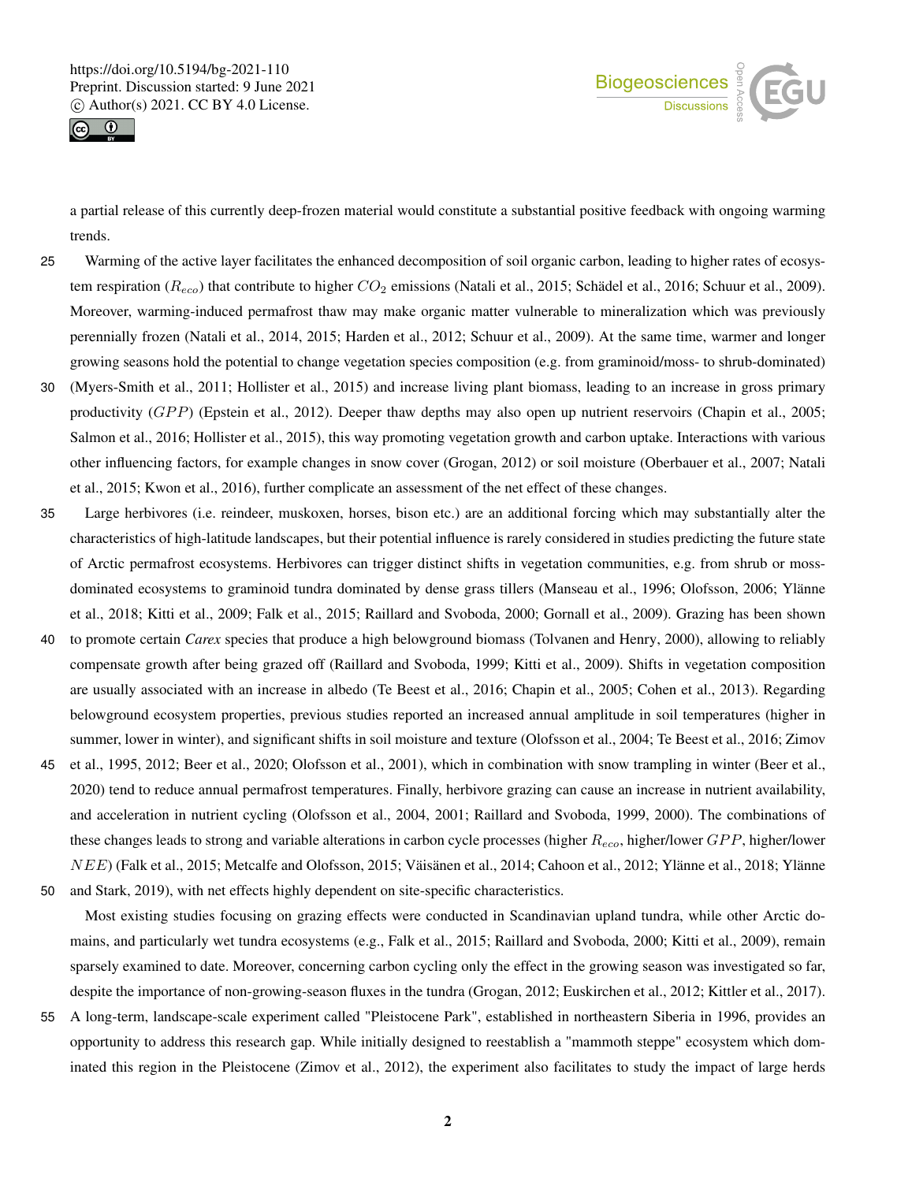a partial release of this currently deep-frozen material would constitute a substantial positive feedback with ongoing warming trends.

Warming of the active layer facilitates the enhanced decomposition of soil organic carbon, leading to higher rates of ecosystem respiration ($R_{eco}$) that contribute to higher $CO_2$ emissions (Natali et al., 2015; Schädel et al., 2016; Schuur et al., 2009). Moreover, warming-induced permafrost thaw may make organic matter vulnerable to mineralization which was previously perennially frozen (Natali et al., 2014, 2015; Harden et al., 2012; Schuur et al., 2009). At the same time, warmer and longer growing seasons hold the potential to change vegetation species composition (e.g. from graminoid/moss- to shrub-dominated) (Myers-Smith et al., 2011; Hollister et al., 2015) and increase living plant biomass, leading to an increase in gross primary productivity ($GPP$) (Epstein et al., 2012). Deeper thaw depths may also open up nutrient reservoirs (Chapin et al., 2005; Salmon et al., 2016; Hollister et al., 2015), this way promoting vegetation growth and carbon uptake. Interactions with various other influencing factors, for example changes in snow cover (Grogan, 2012) or soil moisture (Oberbauer et al., 2007; Natali et al., 2015; Kwon et al., 2016), further complicate an assessment of the net effect of these changes.

Large herbivores (i.e. reindeer, muskoxen, horses, bison etc.) are an additional forcing which may substantially alter the characteristics of high-latitude landscapes, but their potential influence is rarely considered in studies predicting the future state of Arctic permafrost ecosystems. Herbivores can trigger distinct shifts in vegetation communities, e.g. from shrub or moss-dominated ecosystems to graminoid tundra dominated by dense grass tillers (Manseau et al., 1996; Olofsson, 2006; Ylänne et al., 2018; Kitti et al., 2009; Falk et al., 2015; Raillard and Svoboda, 2000; Gornall et al., 2009). Grazing has been shown to promote certain *Carex* species that produce a high belowground biomass (Tolvanen and Henry, 2000), allowing to reliably compensate growth after being grazed off (Raillard and Svoboda, 1999; Kitti et al., 2009). Shifts in vegetation composition are usually associated with an increase in albedo (Te Beest et al., 2016; Chapin et al., 2005; Cohen et al., 2013). Regarding belowground ecosystem properties, previous studies reported an increased annual amplitude in soil temperatures (higher in summer, lower in winter), and significant shifts in soil moisture and texture (Olofsson et al., 2004; Te Beest et al., 2016; Zimov et al., 1995, 2012; Beer et al., 2020; Olofsson et al., 2001), which in combination with snow trampling in winter (Beer et al., 2020) tend to reduce annual permafrost temperatures. Finally, herbivore grazing can cause an increase in nutrient availability, and acceleration in nutrient cycling (Olofsson et al., 2004, 2001; Raillard and Svoboda, 1999, 2000). The combinations of these changes leads to strong and variable alterations in carbon cycle processes (higher $R_{eco}$, higher/lower $GPP$, higher/lower $NEE$) (Falk et al., 2015; Metcalfe and Olofsson, 2015; Väisänen et al., 2014; Cahoon et al., 2012; Ylänne et al., 2018; Ylänne and Stark, 2019), with net effects highly dependent on site-specific characteristics.

Most existing studies focusing on grazing effects were conducted in Scandinavian upland tundra, while other Arctic domains, and particularly wet tundra ecosystems (e.g., Falk et al., 2015; Raillard and Svoboda, 2000; Kitti et al., 2009), remain sparsely examined to date. Moreover, concerning carbon cycling only the effect in the growing season was investigated so far, despite the importance of non-growing-season fluxes in the tundra (Grogan, 2012; Euskirchen et al., 2012; Kittler et al., 2017). A long-term, landscape-scale experiment called "Pleistocene Park", established in northeastern Siberia in 1996, provides an opportunity to address this research gap. While initially designed to reestablish a "mammoth steppe" ecosystem which dominated this region in the Pleistocene (Zimov et al., 2012), the experiment also facilitates to study the impact of large herds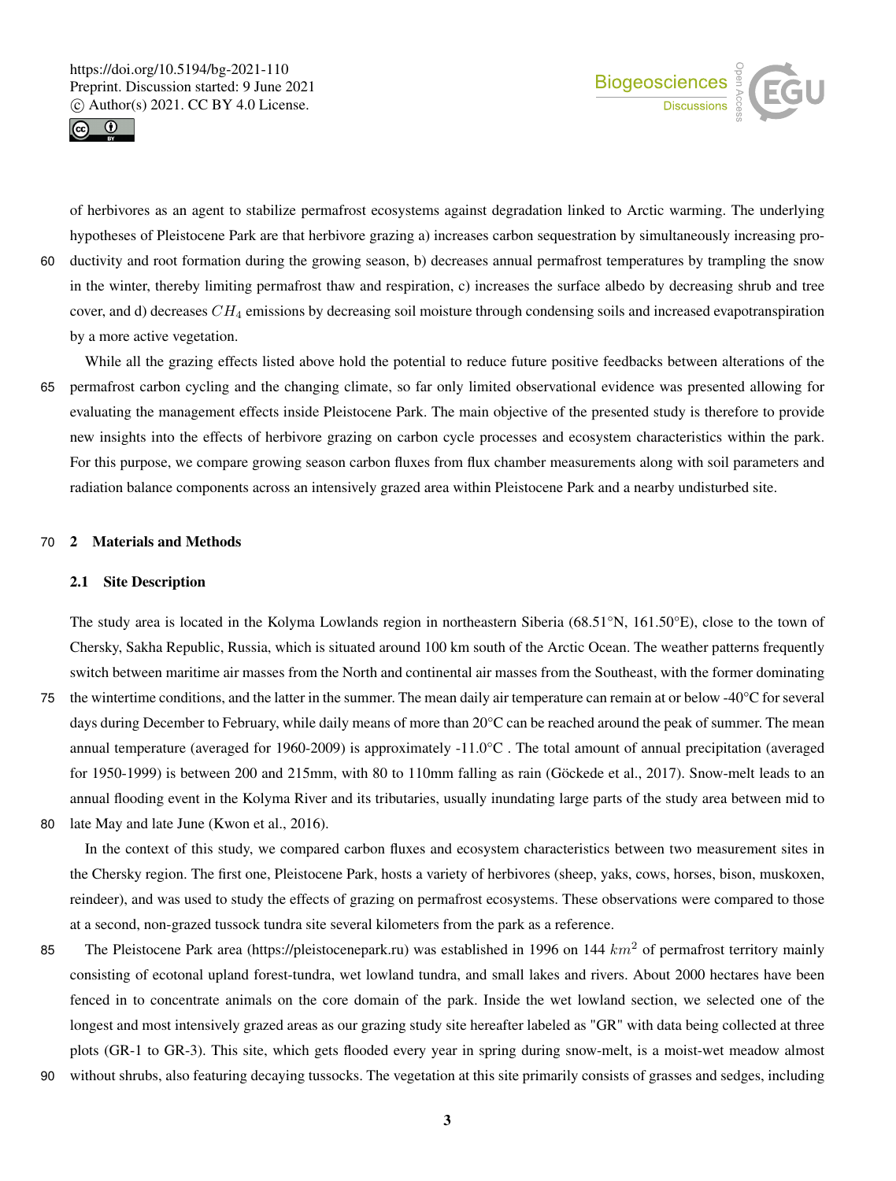of herbivores as an agent to stabilize permafrost ecosystems against degradation linked to Arctic warming. The underlying hypotheses of Pleistocene Park are that herbivore grazing a) increases carbon sequestration by simultaneously increasing productivity and root formation during the growing season, b) decreases annual permafrost temperatures by trampling the snow in the winter, thereby limiting permafrost thaw and respiration, c) increases the surface albedo by decreasing shrub and tree cover, and d) decreases $CH_4$ emissions by decreasing soil moisture through condensing soils and increased evapotranspiration by a more active vegetation.

While all the grazing effects listed above hold the potential to reduce future positive feedbacks between alterations of the permafrost carbon cycling and the changing climate, so far only limited observational evidence was presented allowing for evaluating the management effects inside Pleistocene Park. The main objective of the presented study is therefore to provide new insights into the effects of herbivore grazing on carbon cycle processes and ecosystem characteristics within the park. For this purpose, we compare growing season carbon fluxes from flux chamber measurements along with soil parameters and radiation balance components across an intensively grazed area within Pleistocene Park and a nearby undisturbed site.

## 2 Materials and Methods

### 2.1 Site Description

The study area is located in the Kolyma Lowlands region in northeastern Siberia (68.51°N, 161.50°E), close to the town of Chersky, Sakha Republic, Russia, which is situated around 100 km south of the Arctic Ocean. The weather patterns frequently switch between maritime air masses from the North and continental air masses from the Southeast, with the former dominating the wintertime conditions, and the latter in the summer. The mean daily air temperature can remain at or below -40°C for several days during December to February, while daily means of more than 20°C can be reached around the peak of summer. The mean annual temperature (averaged for 1960-2009) is approximately -11.0°C . The total amount of annual precipitation (averaged for 1950-1999) is between 200 and 215mm, with 80 to 110mm falling as rain (Göckede et al., 2017). Snow-melt leads to an annual flooding event in the Kolyma River and its tributaries, usually inundating large parts of the study area between mid to late May and late June (Kwon et al., 2016).

In the context of this study, we compared carbon fluxes and ecosystem characteristics between two measurement sites in the Chersky region. The first one, Pleistocene Park, hosts a variety of herbivores (sheep, yaks, cows, horses, bison, muskoxen, reindeer), and was used to study the effects of grazing on permafrost ecosystems. These observations were compared to those at a second, non-grazed tussock tundra site several kilometers from the park as a reference.

The Pleistocene Park area (https://pleistocenepark.ru) was established in 1996 on 144 $km^2$ of permafrost territory mainly consisting of ecotonal upland forest-tundra, wet lowland tundra, and small lakes and rivers. About 2000 hectares have been fenced in to concentrate animals on the core domain of the park. Inside the wet lowland section, we selected one of the longest and most intensively grazed areas as our grazing study site hereafter labeled as "GR" with data being collected at three plots (GR-1 to GR-3). This site, which gets flooded every year in spring during snow-melt, is a moist-wet meadow almost without shrubs, also featuring decaying tussocks. The vegetation at this site primarily consists of grasses and sedges, including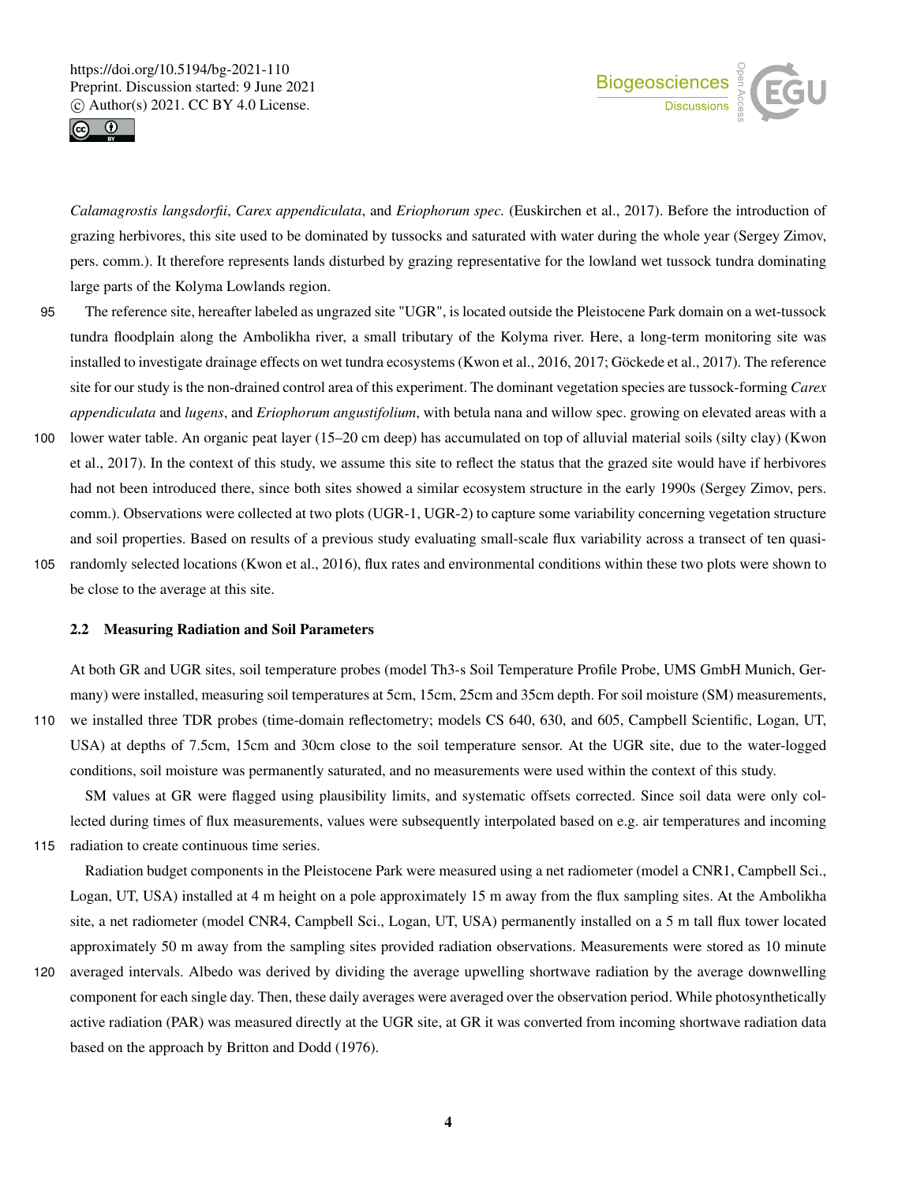*Calamagrostis langsdorfii*, *Carex appendiculata*, and *Eriophorum spec.* (Euskirchen et al., 2017). Before the introduction of grazing herbivores, this site used to be dominated by tussocks and saturated with water during the whole year (Sergey Zimov, pers. comm.). It therefore represents lands disturbed by grazing representative for the lowland wet tussock tundra dominating large parts of the Kolyma Lowlands region.

The reference site, hereafter labeled as ungrazed site "UGR", is located outside the Pleistocene Park domain on a wet-tussock tundra floodplain along the Ambolikha river, a small tributary of the Kolyma river. Here, a long-term monitoring site was installed to investigate drainage effects on wet tundra ecosystems (Kwon et al., 2016, 2017; Göckede et al., 2017). The reference site for our study is the non-drained control area of this experiment. The dominant vegetation species are tussock-forming *Carex appendiculata* and *lugens*, and *Eriophorum angustifolium*, with betula nana and willow spec. growing on elevated areas with a lower water table. An organic peat layer (15–20 cm deep) has accumulated on top of alluvial material soils (silty clay) (Kwon et al., 2017). In the context of this study, we assume this site to reflect the status that the grazed site would have if herbivores had not been introduced there, since both sites showed a similar ecosystem structure in the early 1990s (Sergey Zimov, pers. comm.). Observations were collected at two plots (UGR-1, UGR-2) to capture some variability concerning vegetation structure and soil properties. Based on results of a previous study evaluating small-scale flux variability across a transect of ten quasi-randomly selected locations (Kwon et al., 2016), flux rates and environmental conditions within these two plots were shown to be close to the average at this site.

### 2.2 Measuring Radiation and Soil Parameters

At both GR and UGR sites, soil temperature probes (model Th3-s Soil Temperature Profile Probe, UMS GmbH Munich, Germany) were installed, measuring soil temperatures at 5cm, 15cm, 25cm and 35cm depth. For soil moisture (SM) measurements, we installed three TDR probes (time-domain reflectometry; models CS 640, 630, and 605, Campbell Scientific, Logan, UT, USA) at depths of 7.5cm, 15cm and 30cm close to the soil temperature sensor. At the UGR site, due to the water-logged conditions, soil moisture was permanently saturated, and no measurements were used within the context of this study.

SM values at GR were flagged using plausibility limits, and systematic offsets corrected. Since soil data were only collected during times of flux measurements, values were subsequently interpolated based on e.g. air temperatures and incoming radiation to create continuous time series.

Radiation budget components in the Pleistocene Park were measured using a net radiometer (model a CNR1, Campbell Sci., Logan, UT, USA) installed at 4 m height on a pole approximately 15 m away from the flux sampling sites. At the Ambolikha site, a net radiometer (model CNR4, Campbell Sci., Logan, UT, USA) permanently installed on a 5 m tall flux tower located approximately 50 m away from the sampling sites provided radiation observations. Measurements were stored as 10 minute averaged intervals. Albedo was derived by dividing the average upwelling shortwave radiation by the average downwelling component for each single day. Then, these daily averages were averaged over the observation period. While photosynthetically active radiation (PAR) was measured directly at the UGR site, at GR it was converted from incoming shortwave radiation data based on the approach by Britton and Dodd (1976).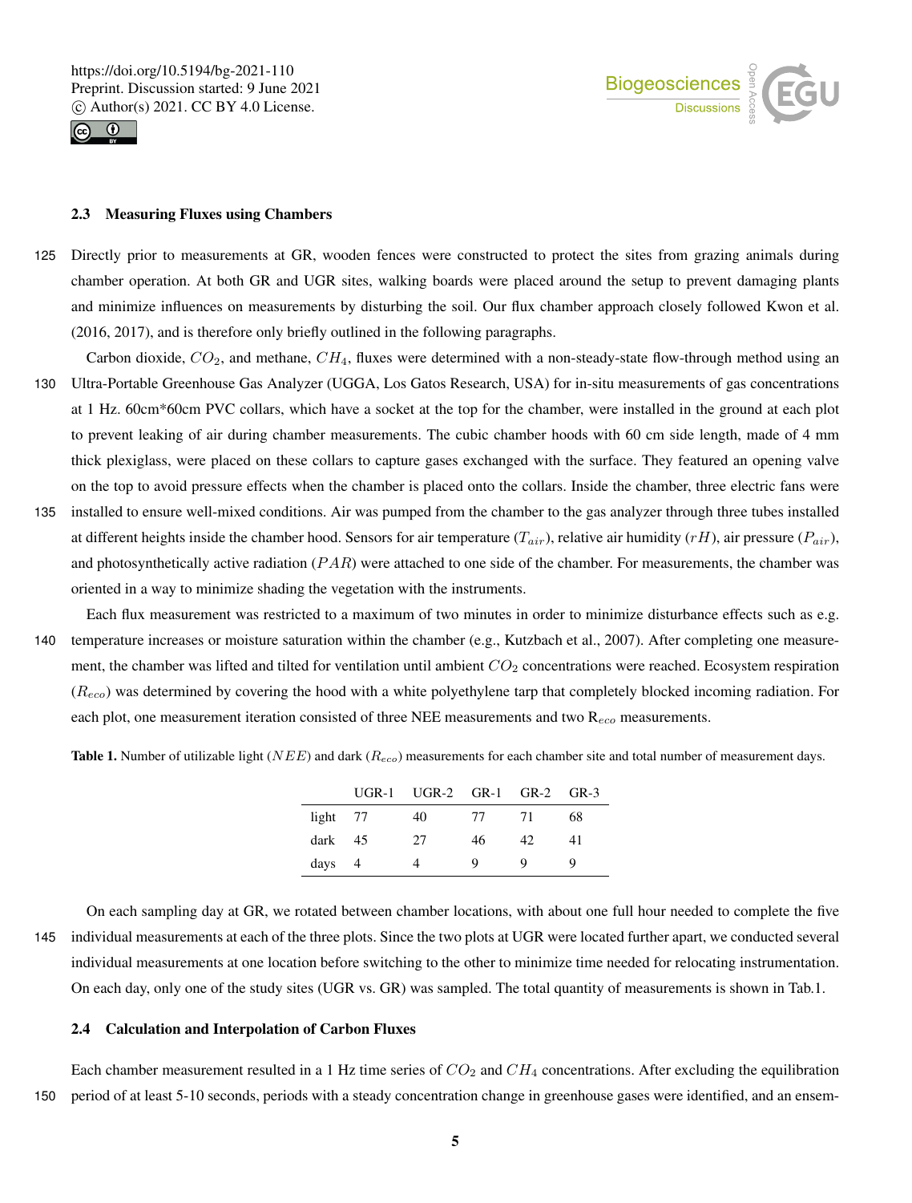### 2.3 Measuring Fluxes using Chambers

Directly prior to measurements at GR, wooden fences were constructed to protect the sites from grazing animals during chamber operation. At both GR and UGR sites, walking boards were placed around the setup to prevent damaging plants and minimize influences on measurements by disturbing the soil. Our flux chamber approach closely followed Kwon et al. (2016, 2017), and is therefore only briefly outlined in the following paragraphs.

Carbon dioxide, $CO_2$, and methane, $CH_4$, fluxes were determined with a non-steady-state flow-through method using an Ultra-Portable Greenhouse Gas Analyzer (UGGA, Los Gatos Research, USA) for in-situ measurements of gas concentrations at 1 Hz. 60cm*60cm PVC collars, which have a socket at the top for the chamber, were installed in the ground at each plot to prevent leaking of air during chamber measurements. The cubic chamber hoods with 60 cm side length, made of 4 mm thick plexiglass, were placed on these collars to capture gases exchanged with the surface. They featured an opening valve on the top to avoid pressure effects when the chamber is placed onto the collars. Inside the chamber, three electric fans were installed to ensure well-mixed conditions. Air was pumped from the chamber to the gas analyzer through three tubes installed at different heights inside the chamber hood. Sensors for air temperature ($T_{air}$), relative air humidity ($rH$), air pressure ($P_{air}$), and photosynthetically active radiation ($PAR$) were attached to one side of the chamber. For measurements, the chamber was oriented in a way to minimize shading the vegetation with the instruments.

Each flux measurement was restricted to a maximum of two minutes in order to minimize disturbance effects such as e.g. temperature increases or moisture saturation within the chamber (e.g., Kutzbach et al., 2007). After completing one measurement, the chamber was lifted and tilted for ventilation until ambient $CO_2$ concentrations were reached. Ecosystem respiration ($R_{eco}$) was determined by covering the hood with a white polyethylene tarp that completely blocked incoming radiation. For each plot, one measurement iteration consisted of three NEE measurements and two $R_{eco}$ measurements.

**Table 1.** Number of utilizable light ($NEE$) and dark ($R_{eco}$) measurements for each chamber site and total number of measurement days.

| | UGR-1 | UGR-2 | GR-1 | GR-2 | GR-3 |
|---|---|---|---|---|---|
| light | 77 | 40 | 77 | 71 | 68 |
| dark | 45 | 27 | 46 | 42 | 41 |
| days | 4 | 4 | 9 | 9 | 9 |

On each sampling day at GR, we rotated between chamber locations, with about one full hour needed to complete the five individual measurements at each of the three plots. Since the two plots at UGR were located further apart, we conducted several individual measurements at one location before switching to the other to minimize time needed for relocating instrumentation. On each day, only one of the study sites (UGR vs. GR) was sampled. The total quantity of measurements is shown in Tab.1.

### 2.4 Calculation and Interpolation of Carbon Fluxes

Each chamber measurement resulted in a 1 Hz time series of $CO_2$ and $CH_4$ concentrations. After excluding the equilibration period of at least 5-10 seconds, periods with a steady concentration change in greenhouse gases were identified, and an ensem-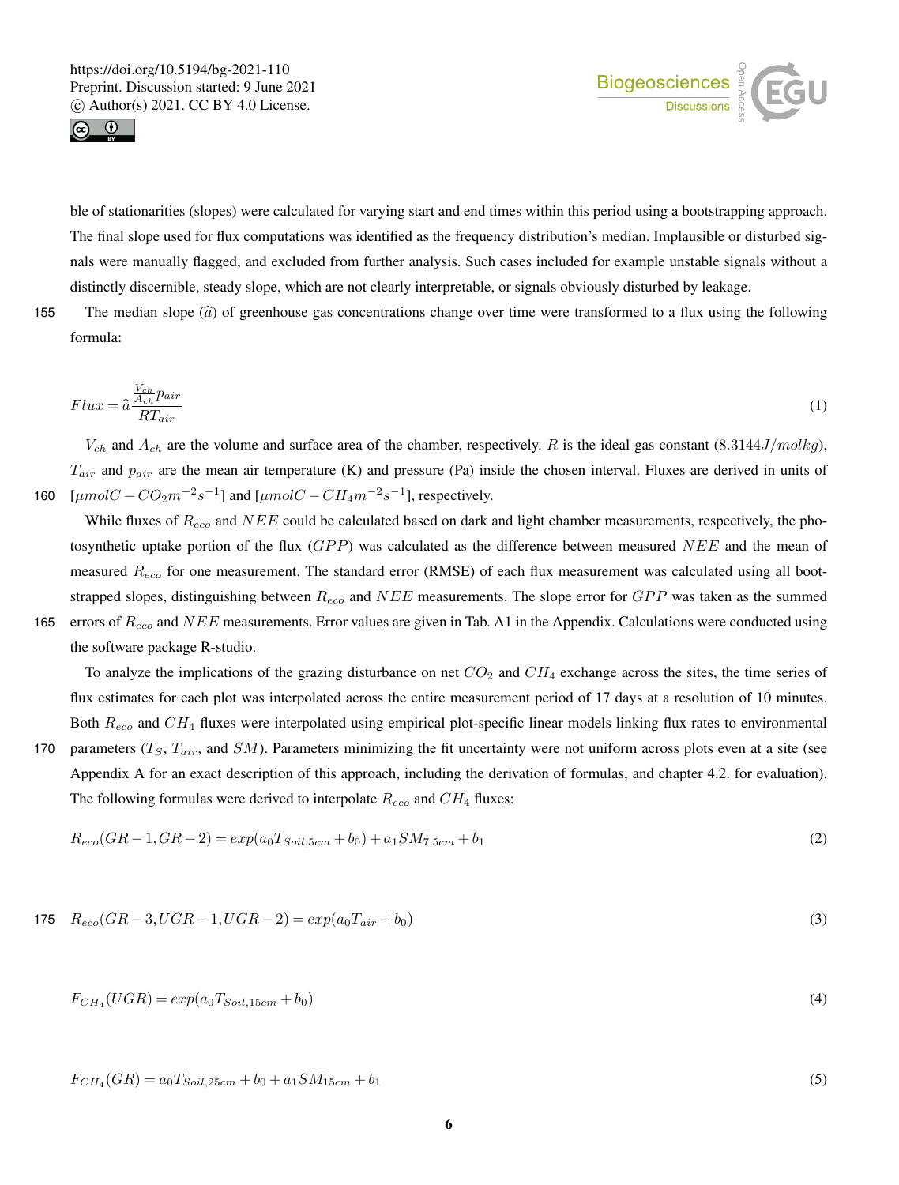ble of stationarities (slopes) were calculated for varying start and end times within this period using a bootstrapping approach. The final slope used for flux computations was identified as the frequency distribution's median. Implausible or disturbed signals were manually flagged, and excluded from further analysis. Such cases included for example unstable signals without a distinctly discernible, steady slope, which are not clearly interpretable, or signals obviously disturbed by leakage.

The median slope ($\widehat{a}$) of greenhouse gas concentrations change over time were transformed to a flux using the following formula:

$$Flux = \widehat{a}\frac{\frac{V_{ch}}{A_{ch}}p_{air}}{RT_{air}} \quad (1)$$

$V_{ch}$ and $A_{ch}$ are the volume and surface area of the chamber, respectively. $R$ is the ideal gas constant ($8.3144 J/molkg$), $T_{air}$ and $p_{air}$ are the mean air temperature (K) and pressure (Pa) inside the chosen interval. Fluxes are derived in units of $[\mu molC - CO_2 m^{-2} s^{-1}]$ and $[\mu molC - CH_4 m^{-2} s^{-1}]$, respectively.

While fluxes of $R_{eco}$ and $NEE$ could be calculated based on dark and light chamber measurements, respectively, the photosynthetic uptake portion of the flux ($GPP$) was calculated as the difference between measured $NEE$ and the mean of measured $R_{eco}$ for one measurement. The standard error (RMSE) of each flux measurement was calculated using all bootstrapped slopes, distinguishing between $R_{eco}$ and $NEE$ measurements. The slope error for $GPP$ was taken as the summed errors of $R_{eco}$ and $NEE$ measurements. Error values are given in Tab. A1 in the Appendix. Calculations were conducted using the software package R-studio.

To analyze the implications of the grazing disturbance on net $CO_2$ and $CH_4$ exchange across the sites, the time series of flux estimates for each plot was interpolated across the entire measurement period of 17 days at a resolution of 10 minutes. Both $R_{eco}$ and $CH_4$ fluxes were interpolated using empirical plot-specific linear models linking flux rates to environmental parameters ($T_S$, $T_{air}$, and $SM$). Parameters minimizing the fit uncertainty were not uniform across plots even at a site (see Appendix A for an exact description of this approach, including the derivation of formulas, and chapter 4.2. for evaluation). The following formulas were derived to interpolate $R_{eco}$ and $CH_4$ fluxes:

$$R_{eco}(GR-1, GR-2) = exp(a_0 T_{Soil,5cm} + b_0) + a_1 SM_{7.5cm} + b_1 \quad (2)$$

$$R_{eco}(GR-3, UGR-1, UGR-2) = exp(a_0 T_{air} + b_0) \quad (3)$$

$$F_{CH_4}(UGR) = exp(a_0 T_{Soil,15cm} + b_0) \quad (4)$$

$$F_{CH_4}(GR) = a_0 T_{Soil,25cm} + b_0 + a_1 SM_{15cm} + b_1 \quad (5)$$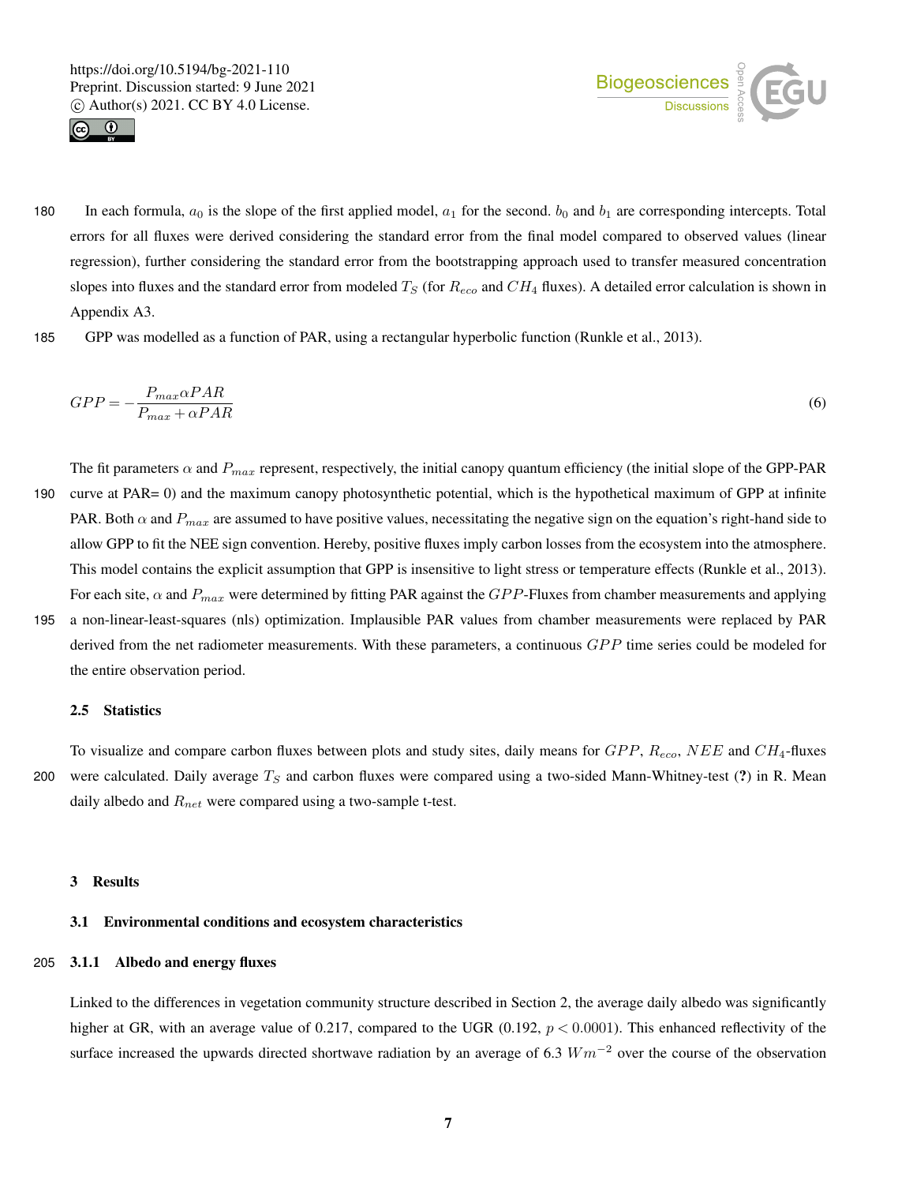In each formula, $a_0$ is the slope of the first applied model, $a_1$ for the second. $b_0$ and $b_1$ are corresponding intercepts. Total errors for all fluxes were derived considering the standard error from the final model compared to observed values (linear regression), further considering the standard error from the bootstrapping approach used to transfer measured concentration slopes into fluxes and the standard error from modeled $T_S$ (for $R_{eco}$ and $CH_4$ fluxes). A detailed error calculation is shown in Appendix A3.

GPP was modelled as a function of PAR, using a rectangular hyperbolic function (Runkle et al., 2013).

$$GPP = -\frac{P_{max}\alpha PAR}{P_{max} + \alpha PAR} \tag{6}$$

The fit parameters $\alpha$ and $P_{max}$ represent, respectively, the initial canopy quantum efficiency (the initial slope of the GPP-PAR curve at PAR= 0) and the maximum canopy photosynthetic potential, which is the hypothetical maximum of GPP at infinite PAR. Both $\alpha$ and $P_{max}$ are assumed to have positive values, necessitating the negative sign on the equation's right-hand side to allow GPP to fit the NEE sign convention. Hereby, positive fluxes imply carbon losses from the ecosystem into the atmosphere. This model contains the explicit assumption that GPP is insensitive to light stress or temperature effects (Runkle et al., 2013). For each site, $\alpha$ and $P_{max}$ were determined by fitting PAR against the $GPP$-Fluxes from chamber measurements and applying a non-linear-least-squares (nls) optimization. Implausible PAR values from chamber measurements were replaced by PAR derived from the net radiometer measurements. With these parameters, a continuous $GPP$ time series could be modeled for the entire observation period.

### 2.5 Statistics

To visualize and compare carbon fluxes between plots and study sites, daily means for $GPP$, $R_{eco}$, $NEE$ and $CH_4$-fluxes were calculated. Daily average $T_S$ and carbon fluxes were compared using a two-sided Mann-Whitney-test (**?**) in R. Mean daily albedo and $R_{net}$ were compared using a two-sample t-test.

## 3 Results

### 3.1 Environmental conditions and ecosystem characteristics

#### 3.1.1 Albedo and energy fluxes

Linked to the differences in vegetation community structure described in Section 2, the average daily albedo was significantly higher at GR, with an average value of 0.217, compared to the UGR (0.192, $p < 0.0001$). This enhanced reflectivity of the surface increased the upwards directed shortwave radiation by an average of 6.3 $Wm^{-2}$ over the course of the observation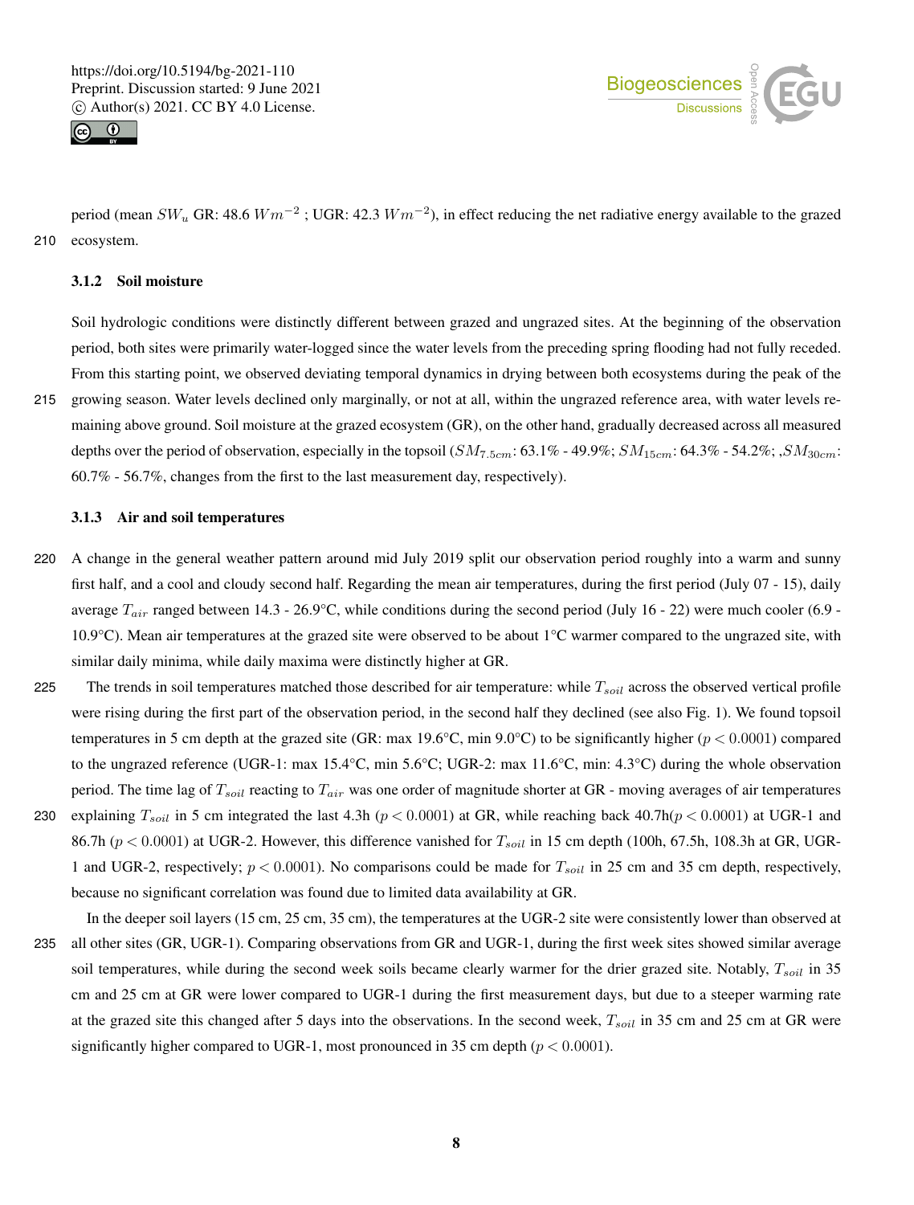period (mean $SW_u$ GR: 48.6 $Wm^{-2}$ ; UGR: 42.3 $Wm^{-2}$), in effect reducing the net radiative energy available to the grazed ecosystem.

### 3.1.2 Soil moisture

Soil hydrologic conditions were distinctly different between grazed and ungrazed sites. At the beginning of the observation period, both sites were primarily water-logged since the water levels from the preceding spring flooding had not fully receded. From this starting point, we observed deviating temporal dynamics in drying between both ecosystems during the peak of the growing season. Water levels declined only marginally, or not at all, within the ungrazed reference area, with water levels remaining above ground. Soil moisture at the grazed ecosystem (GR), on the other hand, gradually decreased across all measured depths over the period of observation, especially in the topsoil ($SM_{7.5cm}$: 63.1% - 49.9%; $SM_{15cm}$: 64.3% - 54.2%; ,$SM_{30cm}$: 60.7% - 56.7%, changes from the first to the last measurement day, respectively).

### 3.1.3 Air and soil temperatures

A change in the general weather pattern around mid July 2019 split our observation period roughly into a warm and sunny first half, and a cool and cloudy second half. Regarding the mean air temperatures, during the first period (July 07 - 15), daily average $T_{air}$ ranged between 14.3 - 26.9°C, while conditions during the second period (July 16 - 22) were much cooler (6.9 - 10.9°C). Mean air temperatures at the grazed site were observed to be about 1°C warmer compared to the ungrazed site, with similar daily minima, while daily maxima were distinctly higher at GR.

The trends in soil temperatures matched those described for air temperature: while $T_{soil}$ across the observed vertical profile were rising during the first part of the observation period, in the second half they declined (see also Fig. 1). We found topsoil temperatures in 5 cm depth at the grazed site (GR: max 19.6°C, min 9.0°C) to be significantly higher ($p < 0.0001$) compared to the ungrazed reference (UGR-1: max 15.4°C, min 5.6°C; UGR-2: max 11.6°C, min: 4.3°C) during the whole observation period. The time lag of $T_{soil}$ reacting to $T_{air}$ was one order of magnitude shorter at GR - moving averages of air temperatures explaining $T_{soil}$ in 5 cm integrated the last 4.3h ($p < 0.0001$) at GR, while reaching back 40.7h($p < 0.0001$) at UGR-1 and 86.7h ($p < 0.0001$) at UGR-2. However, this difference vanished for $T_{soil}$ in 15 cm depth (100h, 67.5h, 108.3h at GR, UGR-1 and UGR-2, respectively; $p < 0.0001$). No comparisons could be made for $T_{soil}$ in 25 cm and 35 cm depth, respectively, because no significant correlation was found due to limited data availability at GR.

In the deeper soil layers (15 cm, 25 cm, 35 cm), the temperatures at the UGR-2 site were consistently lower than observed at all other sites (GR, UGR-1). Comparing observations from GR and UGR-1, during the first week sites showed similar average soil temperatures, while during the second week soils became clearly warmer for the drier grazed site. Notably, $T_{soil}$ in 35 cm and 25 cm at GR were lower compared to UGR-1 during the first measurement days, but due to a steeper warming rate at the grazed site this changed after 5 days into the observations. In the second week, $T_{soil}$ in 35 cm and 25 cm at GR were significantly higher compared to UGR-1, most pronounced in 35 cm depth ($p < 0.0001$).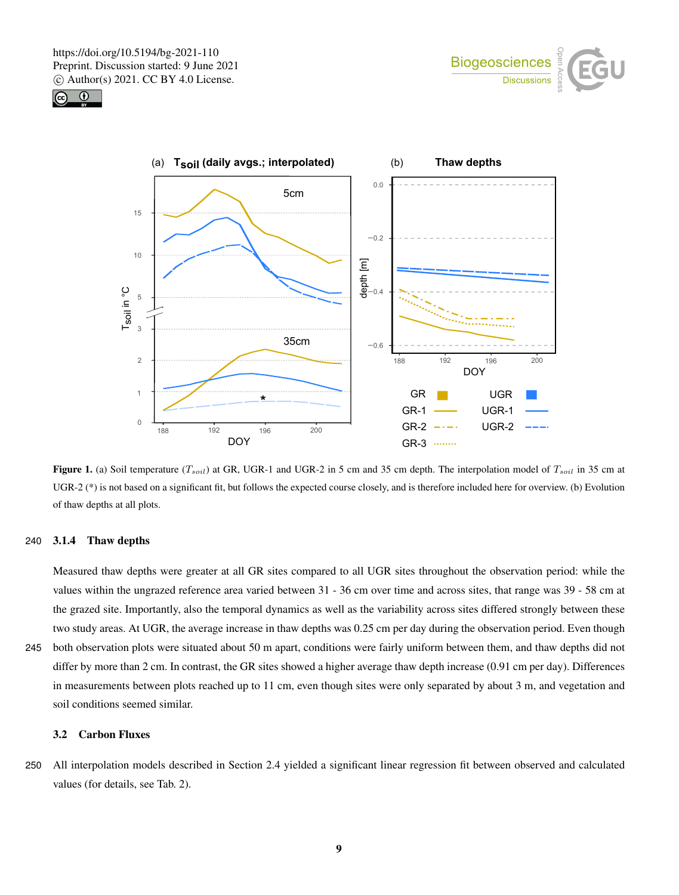Figure 1. (a) Soil temperature ($T_{soil}$) at GR, UGR-1 and UGR-2 in 5 cm and 35 cm depth. The interpolation model of $T_{soil}$ in 35 cm at UGR-2 (*) is not based on a significant fit, but follows the expected course closely, and is therefore included here for overview. (b) Evolution of thaw depths at all plots.

#### 3.1.4 Thaw depths

Measured thaw depths were greater at all GR sites compared to all UGR sites throughout the observation period: while the values within the ungrazed reference area varied between 31 - 36 cm over time and across sites, that range was 39 - 58 cm at the grazed site. Importantly, also the temporal dynamics as well as the variability across sites differed strongly between these two study areas. At UGR, the average increase in thaw depths was 0.25 cm per day during the observation period. Even though both observation plots were situated about 50 m apart, conditions were fairly uniform between them, and thaw depths did not differ by more than 2 cm. In contrast, the GR sites showed a higher average thaw depth increase (0.91 cm per day). Differences in measurements between plots reached up to 11 cm, even though sites were only separated by about 3 m, and vegetation and soil conditions seemed similar.

### 3.2 Carbon Fluxes

All interpolation models described in Section 2.4 yielded a significant linear regression fit between observed and calculated values (for details, see Tab. 2).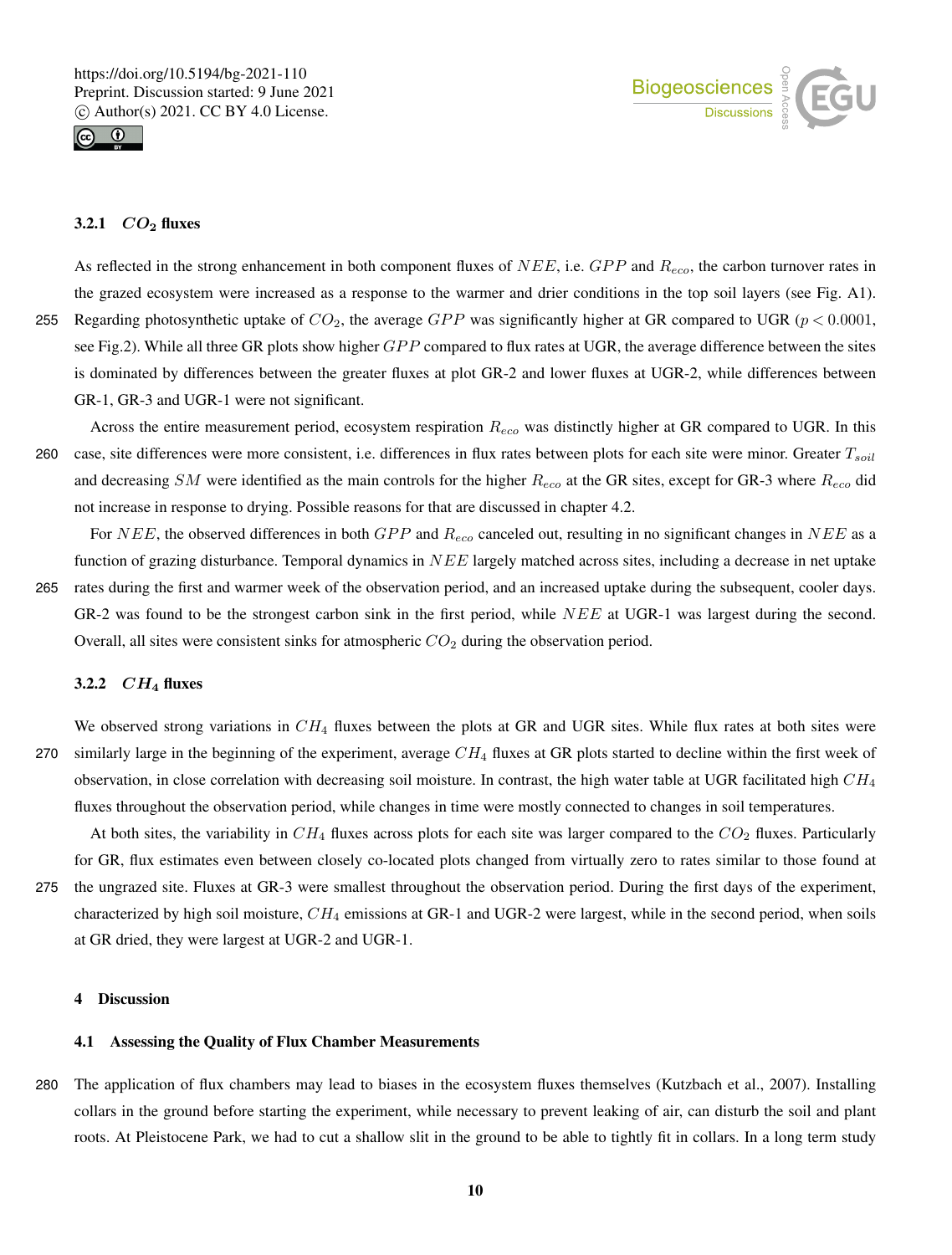### 3.2.1 $CO_2$ fluxes

As reflected in the strong enhancement in both component fluxes of $NEE$, i.e. $GPP$ and $R_{eco}$, the carbon turnover rates in the grazed ecosystem were increased as a response to the warmer and drier conditions in the top soil layers (see Fig. A1). Regarding photosynthetic uptake of $CO_2$, the average $GPP$ was significantly higher at GR compared to UGR ($p < 0.0001$, see Fig.2). While all three GR plots show higher $GPP$ compared to flux rates at UGR, the average difference between the sites is dominated by differences between the greater fluxes at plot GR-2 and lower fluxes at UGR-2, while differences between GR-1, GR-3 and UGR-1 were not significant.

Across the entire measurement period, ecosystem respiration $R_{eco}$ was distinctly higher at GR compared to UGR. In this case, site differences were more consistent, i.e. differences in flux rates between plots for each site were minor. Greater $T_{soil}$ and decreasing $SM$ were identified as the main controls for the higher $R_{eco}$ at the GR sites, except for GR-3 where $R_{eco}$ did not increase in response to drying. Possible reasons for that are discussed in chapter 4.2.

For $NEE$, the observed differences in both $GPP$ and $R_{eco}$ canceled out, resulting in no significant changes in $NEE$ as a function of grazing disturbance. Temporal dynamics in $NEE$ largely matched across sites, including a decrease in net uptake rates during the first and warmer week of the observation period, and an increased uptake during the subsequent, cooler days. GR-2 was found to be the strongest carbon sink in the first period, while $NEE$ at UGR-1 was largest during the second. Overall, all sites were consistent sinks for atmospheric $CO_2$ during the observation period.

### 3.2.2 $CH_4$ fluxes

We observed strong variations in $CH_4$ fluxes between the plots at GR and UGR sites. While flux rates at both sites were similarly large in the beginning of the experiment, average $CH_4$ fluxes at GR plots started to decline within the first week of observation, in close correlation with decreasing soil moisture. In contrast, the high water table at UGR facilitated high $CH_4$ fluxes throughout the observation period, while changes in time were mostly connected to changes in soil temperatures.

At both sites, the variability in $CH_4$ fluxes across plots for each site was larger compared to the $CO_2$ fluxes. Particularly for GR, flux estimates even between closely co-located plots changed from virtually zero to rates similar to those found at the ungrazed site. Fluxes at GR-3 were smallest throughout the observation period. During the first days of the experiment, characterized by high soil moisture, $CH_4$ emissions at GR-1 and UGR-2 were largest, while in the second period, when soils at GR dried, they were largest at UGR-2 and UGR-1.

# 4 Discussion

## 4.1 Assessing the Quality of Flux Chamber Measurements

The application of flux chambers may lead to biases in the ecosystem fluxes themselves (Kutzbach et al., 2007). Installing collars in the ground before starting the experiment, while necessary to prevent leaking of air, can disturb the soil and plant roots. At Pleistocene Park, we had to cut a shallow slit in the ground to be able to tightly fit in collars. In a long term study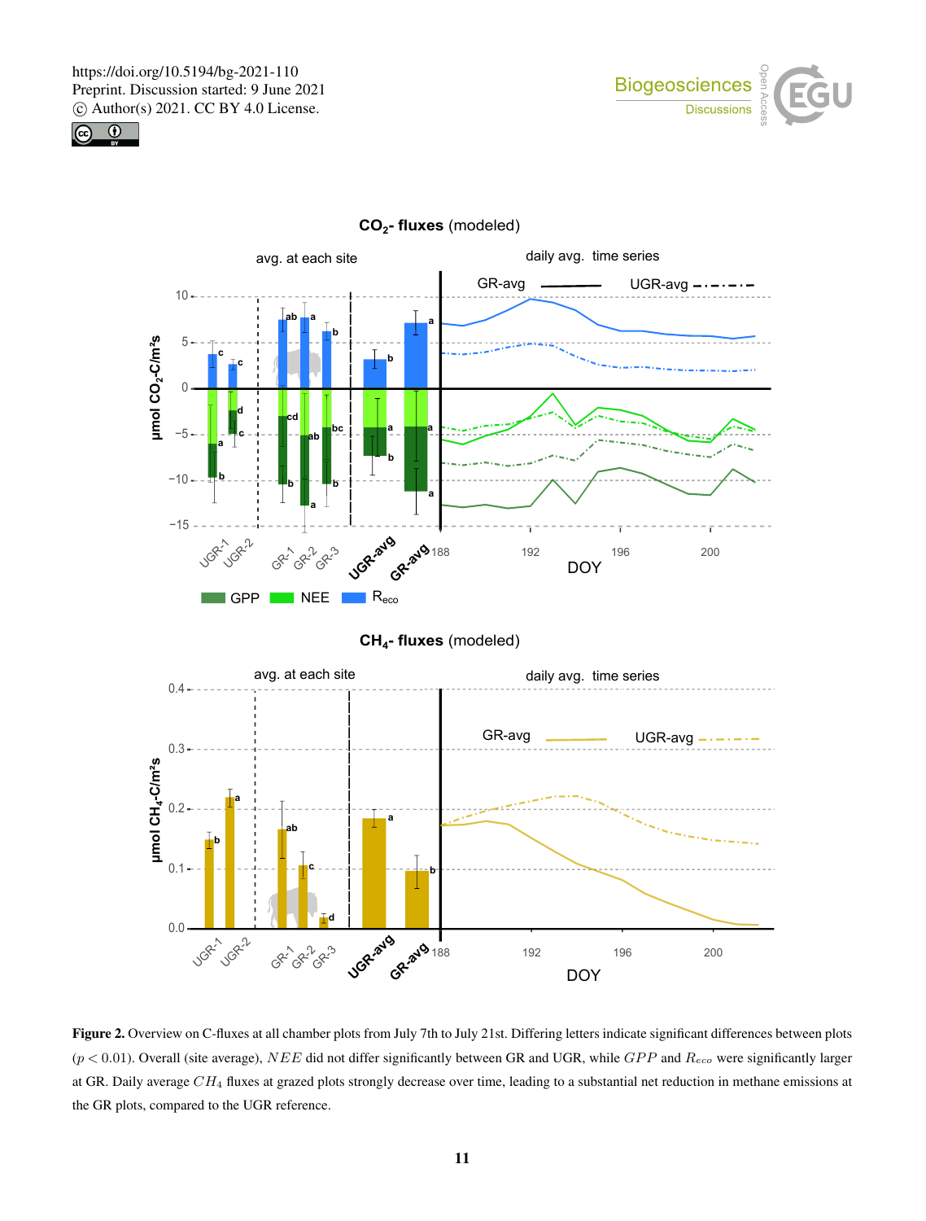**Figure 2.** Overview on C-fluxes at all chamber plots from July 7th to July 21st. Differing letters indicate significant differences between plots ($p < 0.01$). Overall (site average), $NEE$ did not differ significantly between GR and UGR, while $GPP$ and $R_{eco}$ were significantly larger at GR. Daily average $CH_4$ fluxes at grazed plots strongly decrease over time, leading to a substantial net reduction in methane emissions at the GR plots, compared to the UGR reference.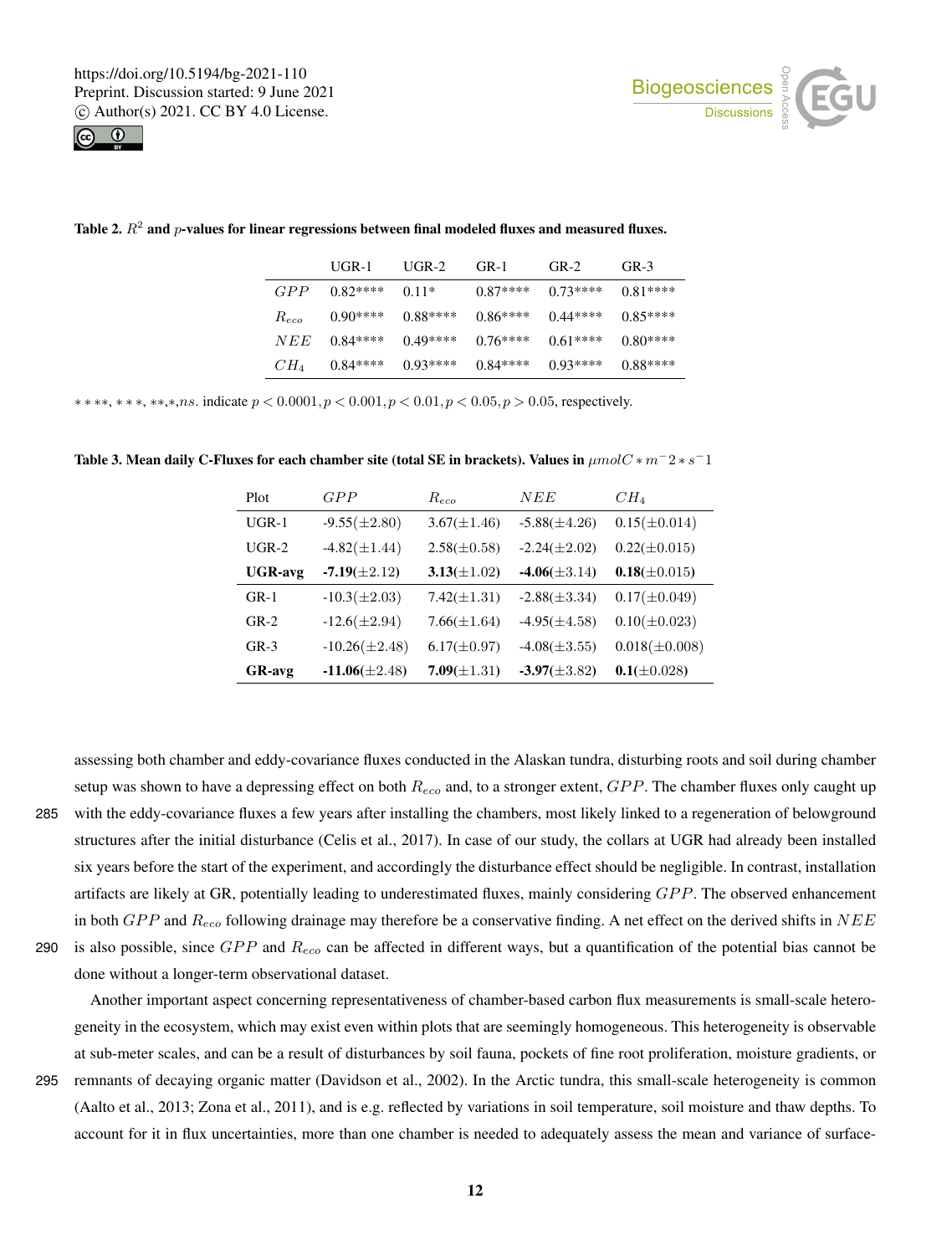**Table 2.** $R^2$ **and** $p$**-values for linear regressions between final modeled fluxes and measured fluxes.**

| | UGR-1 | UGR-2 | GR-1 | GR-2 | GR-3 |
|---|---|---|---|---|---|
| $GPP$ | 0.82**** | 0.11* | 0.87**** | 0.73**** | 0.81**** |
| $R_{eco}$ | 0.90**** | 0.88**** | 0.86**** | 0.44**** | 0.85**** |
| $NEE$ | 0.84**** | 0.49**** | 0.76**** | 0.61**** | 0.80**** |
| $CH_4$ | 0.84**** | 0.93**** | 0.84**** | 0.93**** | 0.88**** |

$****, ***, **, *, ns.$ indicate $p < 0.0001, p < 0.001, p < 0.01, p < 0.05, p > 0.05$, respectively.

**Table 3. Mean daily C-Fluxes for each chamber site (total SE in brackets). Values in** $\mu molC * m^-2 * s^-1$

| Plot | $GPP$ | $R_{eco}$ | $NEE$ | $CH_4$ |
|---|---|---|---|---|
| UGR-1 | -9.55($\pm$2.80) | 3.67($\pm$1.46) | -5.88($\pm$4.26) | 0.15($\pm$0.014) |
| UGR-2 | -4.82($\pm$1.44) | 2.58($\pm$0.58) | -2.24($\pm$2.02) | 0.22($\pm$0.015) |
| **UGR-avg** | **-7.19**($\pm$2.12) | **3.13**($\pm$1.02) | **-4.06**($\pm$3.14) | **0.18**($\pm$0.015) |
| GR-1 | -10.3($\pm$2.03) | 7.42($\pm$1.31) | -2.88($\pm$3.34) | 0.17($\pm$0.049) |
| GR-2 | -12.6($\pm$2.94) | 7.66($\pm$1.64) | -4.95($\pm$4.58) | 0.10($\pm$0.023) |
| GR-3 | -10.26($\pm$2.48) | 6.17($\pm$0.97) | -4.08($\pm$3.55) | 0.018($\pm$0.008) |
| **GR-avg** | **-11.06**($\pm$2.48) | **7.09**($\pm$1.31) | **-3.97**($\pm$3.82) | **0.1**($\pm$0.028) |

assessing both chamber and eddy-covariance fluxes conducted in the Alaskan tundra, disturbing roots and soil during chamber setup was shown to have a depressing effect on both $R_{eco}$ and, to a stronger extent, $GPP$. The chamber fluxes only caught up with the eddy-covariance fluxes a few years after installing the chambers, most likely linked to a regeneration of belowground structures after the initial disturbance (Celis et al., 2017). In case of our study, the collars at UGR had already been installed six years before the start of the experiment, and accordingly the disturbance effect should be negligible. In contrast, installation artifacts are likely at GR, potentially leading to underestimated fluxes, mainly considering $GPP$. The observed enhancement in both $GPP$ and $R_{eco}$ following drainage may therefore be a conservative finding. A net effect on the derived shifts in $NEE$ is also possible, since $GPP$ and $R_{eco}$ can be affected in different ways, but a quantification of the potential bias cannot be done without a longer-term observational dataset.

Another important aspect concerning representativeness of chamber-based carbon flux measurements is small-scale heterogeneity in the ecosystem, which may exist even within plots that are seemingly homogeneous. This heterogeneity is observable at sub-meter scales, and can be a result of disturbances by soil fauna, pockets of fine root proliferation, moisture gradients, or remnants of decaying organic matter (Davidson et al., 2002). In the Arctic tundra, this small-scale heterogeneity is common (Aalto et al., 2013; Zona et al., 2011), and is e.g. reflected by variations in soil temperature, soil moisture and thaw depths. To account for it in flux uncertainties, more than one chamber is needed to adequately assess the mean and variance of surface-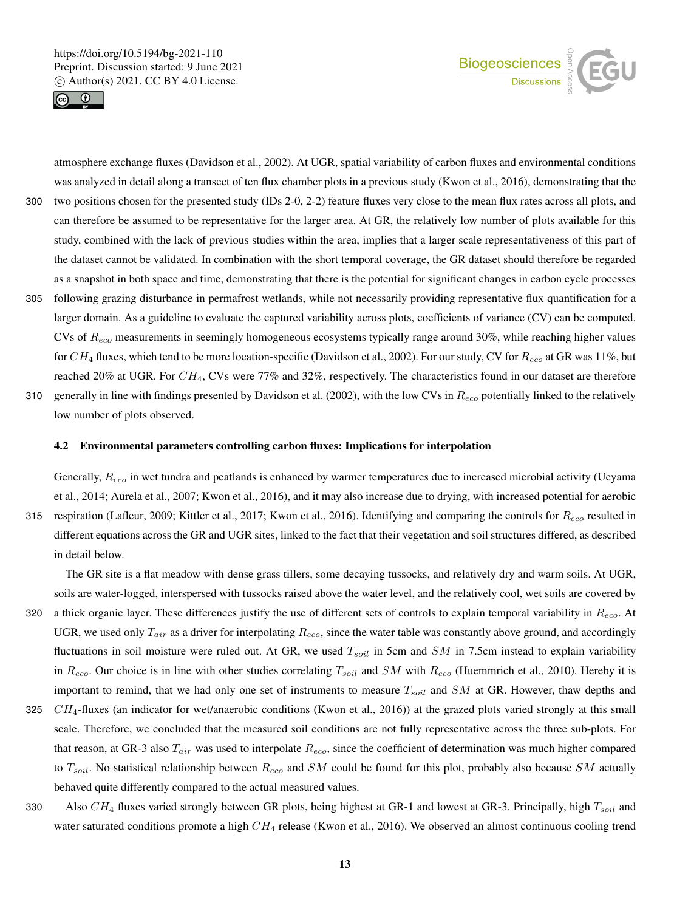atmosphere exchange fluxes (Davidson et al., 2002). At UGR, spatial variability of carbon fluxes and environmental conditions was analyzed in detail along a transect of ten flux chamber plots in a previous study (Kwon et al., 2016), demonstrating that the two positions chosen for the presented study (IDs 2-0, 2-2) feature fluxes very close to the mean flux rates across all plots, and can therefore be assumed to be representative for the larger area. At GR, the relatively low number of plots available for this study, combined with the lack of previous studies within the area, implies that a larger scale representativeness of this part of the dataset cannot be validated. In combination with the short temporal coverage, the GR dataset should therefore be regarded as a snapshot in both space and time, demonstrating that there is the potential for significant changes in carbon cycle processes following grazing disturbance in permafrost wetlands, while not necessarily providing representative flux quantification for a larger domain. As a guideline to evaluate the captured variability across plots, coefficients of variance (CV) can be computed. CVs of $R_{eco}$ measurements in seemingly homogeneous ecosystems typically range around 30%, while reaching higher values for $CH_4$ fluxes, which tend to be more location-specific (Davidson et al., 2002). For our study, CV for $R_{eco}$ at GR was 11%, but reached 20% at UGR. For $CH_4$, CVs were 77% and 32%, respectively. The characteristics found in our dataset are therefore generally in line with findings presented by Davidson et al. (2002), with the low CVs in $R_{eco}$ potentially linked to the relatively low number of plots observed.

### 4.2 Environmental parameters controlling carbon fluxes: Implications for interpolation

Generally, $R_{eco}$ in wet tundra and peatlands is enhanced by warmer temperatures due to increased microbial activity (Ueyama et al., 2014; Aurela et al., 2007; Kwon et al., 2016), and it may also increase due to drying, with increased potential for aerobic respiration (Lafleur, 2009; Kittler et al., 2017; Kwon et al., 2016). Identifying and comparing the controls for $R_{eco}$ resulted in different equations across the GR and UGR sites, linked to the fact that their vegetation and soil structures differed, as described in detail below.

The GR site is a flat meadow with dense grass tillers, some decaying tussocks, and relatively dry and warm soils. At UGR, soils are water-logged, interspersed with tussocks raised above the water level, and the relatively cool, wet soils are covered by a thick organic layer. These differences justify the use of different sets of controls to explain temporal variability in $R_{eco}$. At UGR, we used only $T_{air}$ as a driver for interpolating $R_{eco}$, since the water table was constantly above ground, and accordingly fluctuations in soil moisture were ruled out. At GR, we used $T_{soil}$ in 5cm and $SM$ in 7.5cm instead to explain variability in $R_{eco}$. Our choice is in line with other studies correlating $T_{soil}$ and $SM$ with $R_{eco}$ (Huemmrich et al., 2010). Hereby it is important to remind, that we had only one set of instruments to measure $T_{soil}$ and $SM$ at GR. However, thaw depths and $CH_4$-fluxes (an indicator for wet/anaerobic conditions (Kwon et al., 2016)) at the grazed plots varied strongly at this small scale. Therefore, we concluded that the measured soil conditions are not fully representative across the three sub-plots. For that reason, at GR-3 also $T_{air}$ was used to interpolate $R_{eco}$, since the coefficient of determination was much higher compared to $T_{soil}$. No statistical relationship between $R_{eco}$ and $SM$ could be found for this plot, probably also because $SM$ actually behaved quite differently compared to the actual measured values.

Also $CH_4$ fluxes varied strongly between GR plots, being highest at GR-1 and lowest at GR-3. Principally, high $T_{soil}$ and water saturated conditions promote a high $CH_4$ release (Kwon et al., 2016). We observed an almost continuous cooling trend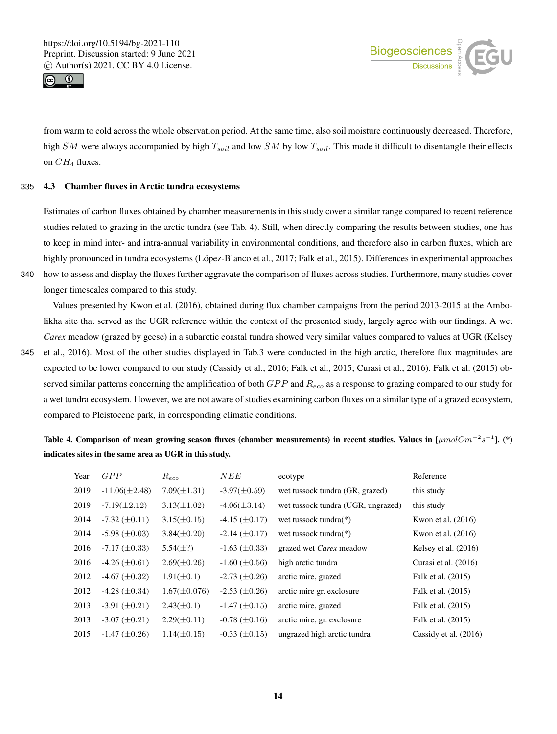from warm to cold across the whole observation period. At the same time, also soil moisture continuously decreased. Therefore, high $SM$ were always accompanied by high $T_{soil}$ and low $SM$ by low $T_{soil}$. This made it difficult to disentangle their effects on $CH_4$ fluxes.

### 4.3 Chamber fluxes in Arctic tundra ecosystems

Estimates of carbon fluxes obtained by chamber measurements in this study cover a similar range compared to recent reference studies related to grazing in the arctic tundra (see Tab. 4). Still, when directly comparing the results between studies, one has to keep in mind inter- and intra-annual variability in environmental conditions, and therefore also in carbon fluxes, which are highly pronounced in tundra ecosystems (López-Blanco et al., 2017; Falk et al., 2015). Differences in experimental approaches how to assess and display the fluxes further aggravate the comparison of fluxes across studies. Furthermore, many studies cover longer timescales compared to this study.

Values presented by Kwon et al. (2016), obtained during flux chamber campaigns from the period 2013-2015 at the Ambolikha site that served as the UGR reference within the context of the presented study, largely agree with our findings. A wet *Carex* meadow (grazed by geese) in a subarctic coastal tundra showed very similar values compared to values at UGR (Kelsey et al., 2016). Most of the other studies displayed in Tab.3 were conducted in the high arctic, therefore flux magnitudes are expected to be lower compared to our study (Cassidy et al., 2016; Falk et al., 2015; Curasi et al., 2016). Falk et al. (2015) observed similar patterns concerning the amplification of both $GPP$ and $R_{eco}$ as a response to grazing compared to our study for a wet tundra ecosystem. However, we are not aware of studies examining carbon fluxes on a similar type of a grazed ecosystem, compared to Pleistocene park, in corresponding climatic conditions.

**Table 4. Comparison of mean growing season fluxes (chamber measurements) in recent studies. Values in [$\mu mol C m^{-2} s^{-1}$]. (*) indicates sites in the same area as UGR in this study.**

| Year | $GPP$ | $R_{eco}$ | $NEE$ | ecotype | Reference |
|---|---|---|---|---|---|
| 2019 | -11.06(±2.48) | 7.09(±1.31) | -3.97(±0.59) | wet tussock tundra (GR, grazed) | this study |
| 2019 | -7.19(±2.12) | 3.13(±1.02) | -4.06(±3.14) | wet tussock tundra (UGR, ungrazed) | this study |
| 2014 | -7.32 (±0.11) | 3.15(±0.15) | -4.15 (±0.17) | wet tussock tundra(*) | Kwon et al. (2016) |
| 2014 | -5.98 (±0.03) | 3.84(±0.20) | -2.14 (±0.17) | wet tussock tundra(*) | Kwon et al. (2016) |
| 2016 | -7.17 (±0.33) | 5.54(±?) | -1.63 (±0.33) | grazed wet *Carex* meadow | Kelsey et al. (2016) |
| 2016 | -4.26 (±0.61) | 2.69(±0.26) | -1.60 (±0.56) | high arctic tundra | Curasi et al. (2016) |
| 2012 | -4.67 (±0.32) | 1.91(±0.1) | -2.73 (±0.26) | arctic mire, grazed | Falk et al. (2015) |
| 2012 | -4.28 (±0.34) | 1.67(±0.076) | -2.53 (±0.26) | arctic mire gr. exclosure | Falk et al. (2015) |
| 2013 | -3.91 (±0.21) | 2.43(±0.1) | -1.47 (±0.15) | arctic mire, grazed | Falk et al. (2015) |
| 2013 | -3.07 (±0.21) | 2.29(±0.11) | -0.78 (±0.16) | arctic mire, gr. exclosure | Falk et al. (2015) |
| 2015 | -1.47 (±0.26) | 1.14(±0.15) | -0.33 (±0.15) | ungrazed high arctic tundra | Cassidy et al. (2016) |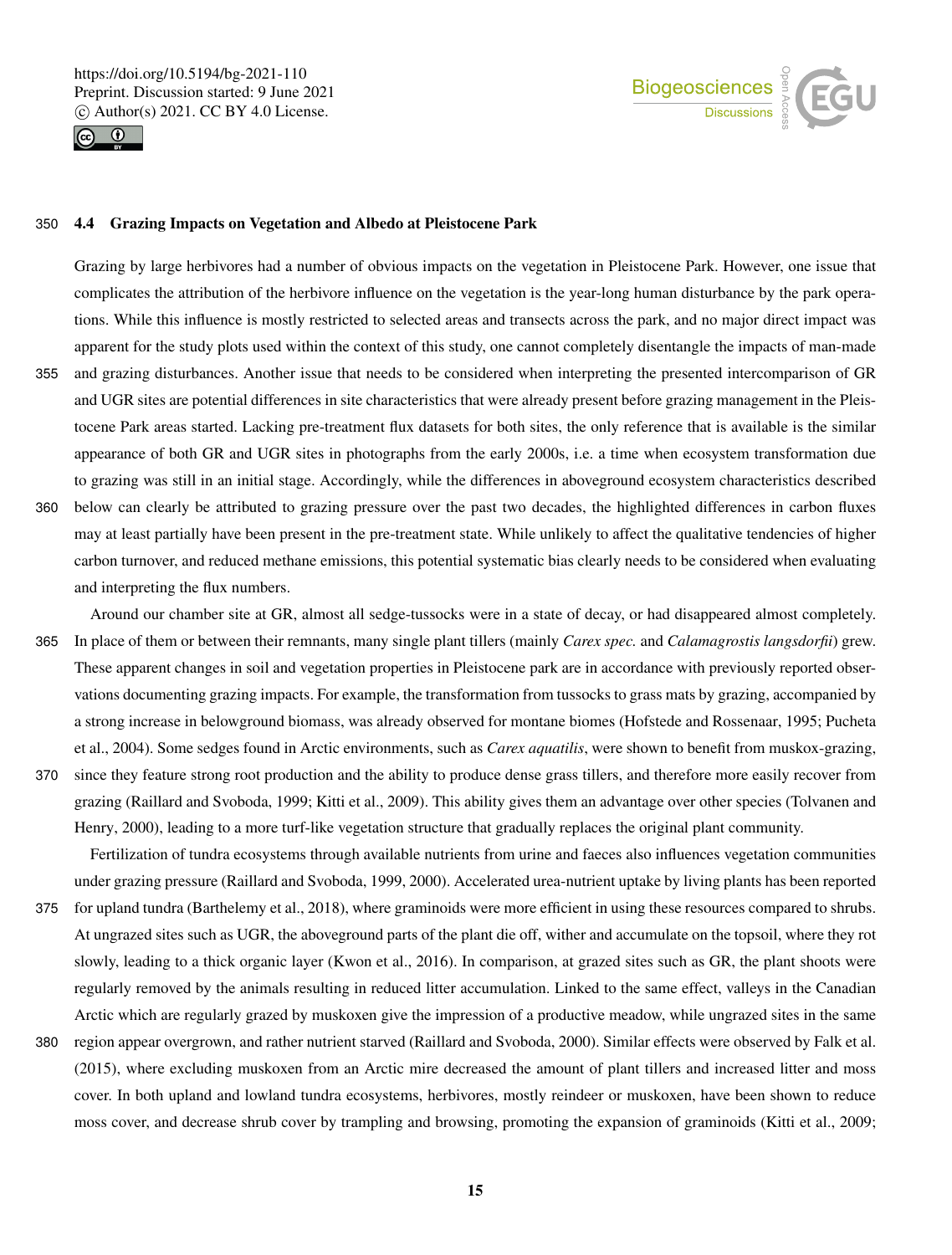### 4.4 Grazing Impacts on Vegetation and Albedo at Pleistocene Park

Grazing by large herbivores had a number of obvious impacts on the vegetation in Pleistocene Park. However, one issue that complicates the attribution of the herbivore influence on the vegetation is the year-long human disturbance by the park operations. While this influence is mostly restricted to selected areas and transects across the park, and no major direct impact was apparent for the study plots used within the context of this study, one cannot completely disentangle the impacts of man-made and grazing disturbances. Another issue that needs to be considered when interpreting the presented intercomparison of GR and UGR sites are potential differences in site characteristics that were already present before grazing management in the Pleistocene Park areas started. Lacking pre-treatment flux datasets for both sites, the only reference that is available is the similar appearance of both GR and UGR sites in photographs from the early 2000s, i.e. a time when ecosystem transformation due to grazing was still in an initial stage. Accordingly, while the differences in aboveground ecosystem characteristics described below can clearly be attributed to grazing pressure over the past two decades, the highlighted differences in carbon fluxes may at least partially have been present in the pre-treatment state. While unlikely to affect the qualitative tendencies of higher carbon turnover, and reduced methane emissions, this potential systematic bias clearly needs to be considered when evaluating and interpreting the flux numbers.

Around our chamber site at GR, almost all sedge-tussocks were in a state of decay, or had disappeared almost completely. In place of them or between their remnants, many single plant tillers (mainly *Carex spec.* and *Calamagrostis langsdorfii*) grew. These apparent changes in soil and vegetation properties in Pleistocene park are in accordance with previously reported observations documenting grazing impacts. For example, the transformation from tussocks to grass mats by grazing, accompanied by a strong increase in belowground biomass, was already observed for montane biomes (Hofstede and Rossenaar, 1995; Pucheta et al., 2004). Some sedges found in Arctic environments, such as *Carex aquatilis*, were shown to benefit from muskox-grazing, since they feature strong root production and the ability to produce dense grass tillers, and therefore more easily recover from grazing (Raillard and Svoboda, 1999; Kitti et al., 2009). This ability gives them an advantage over other species (Tolvanen and Henry, 2000), leading to a more turf-like vegetation structure that gradually replaces the original plant community.

Fertilization of tundra ecosystems through available nutrients from urine and faeces also influences vegetation communities under grazing pressure (Raillard and Svoboda, 1999, 2000). Accelerated urea-nutrient uptake by living plants has been reported for upland tundra (Barthelemy et al., 2018), where graminoids were more efficient in using these resources compared to shrubs. At ungrazed sites such as UGR, the aboveground parts of the plant die off, wither and accumulate on the topsoil, where they rot slowly, leading to a thick organic layer (Kwon et al., 2016). In comparison, at grazed sites such as GR, the plant shoots were regularly removed by the animals resulting in reduced litter accumulation. Linked to the same effect, valleys in the Canadian Arctic which are regularly grazed by muskoxen give the impression of a productive meadow, while ungrazed sites in the same region appear overgrown, and rather nutrient starved (Raillard and Svoboda, 2000). Similar effects were observed by Falk et al. (2015), where excluding muskoxen from an Arctic mire decreased the amount of plant tillers and increased litter and moss cover. In both upland and lowland tundra ecosystems, herbivores, mostly reindeer or muskoxen, have been shown to reduce moss cover, and decrease shrub cover by trampling and browsing, promoting the expansion of graminoids (Kitti et al., 2009;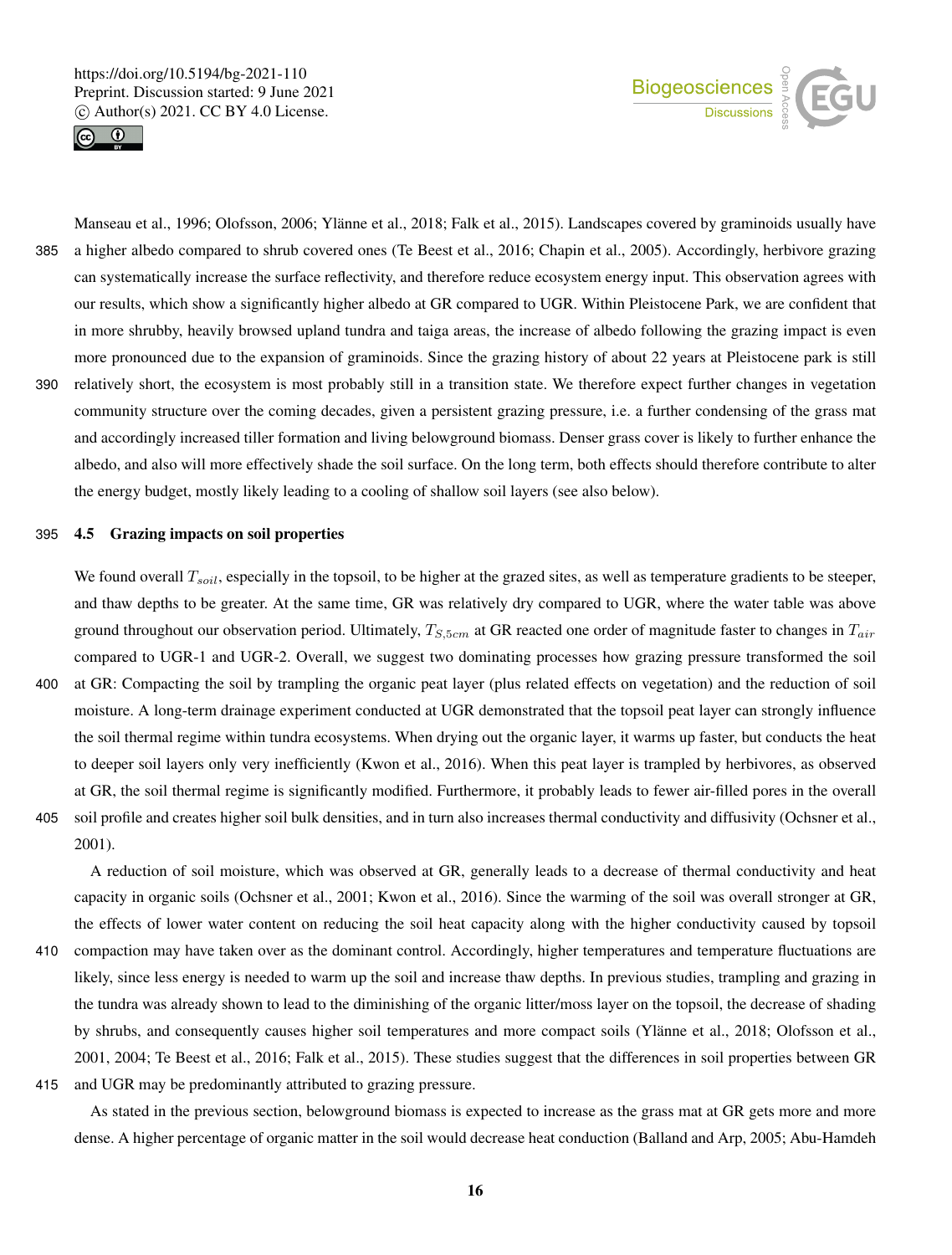Manseau et al., 1996; Olofsson, 2006; Ylänne et al., 2018; Falk et al., 2015). Landscapes covered by graminoids usually have a higher albedo compared to shrub covered ones (Te Beest et al., 2016; Chapin et al., 2005). Accordingly, herbivore grazing can systematically increase the surface reflectivity, and therefore reduce ecosystem energy input. This observation agrees with our results, which show a significantly higher albedo at GR compared to UGR. Within Pleistocene Park, we are confident that in more shrubby, heavily browsed upland tundra and taiga areas, the increase of albedo following the grazing impact is even more pronounced due to the expansion of graminoids. Since the grazing history of about 22 years at Pleistocene park is still relatively short, the ecosystem is most probably still in a transition state. We therefore expect further changes in vegetation community structure over the coming decades, given a persistent grazing pressure, i.e. a further condensing of the grass mat and accordingly increased tiller formation and living belowground biomass. Denser grass cover is likely to further enhance the albedo, and also will more effectively shade the soil surface. On the long term, both effects should therefore contribute to alter the energy budget, mostly likely leading to a cooling of shallow soil layers (see also below).

### 4.5 Grazing impacts on soil properties

We found overall $T_{soil}$, especially in the topsoil, to be higher at the grazed sites, as well as temperature gradients to be steeper, and thaw depths to be greater. At the same time, GR was relatively dry compared to UGR, where the water table was above ground throughout our observation period. Ultimately, $T_{S,5cm}$ at GR reacted one order of magnitude faster to changes in $T_{air}$ compared to UGR-1 and UGR-2. Overall, we suggest two dominating processes how grazing pressure transformed the soil at GR: Compacting the soil by trampling the organic peat layer (plus related effects on vegetation) and the reduction of soil moisture. A long-term drainage experiment conducted at UGR demonstrated that the topsoil peat layer can strongly influence the soil thermal regime within tundra ecosystems. When drying out the organic layer, it warms up faster, but conducts the heat to deeper soil layers only very inefficiently (Kwon et al., 2016). When this peat layer is trampled by herbivores, as observed at GR, the soil thermal regime is significantly modified. Furthermore, it probably leads to fewer air-filled pores in the overall soil profile and creates higher soil bulk densities, and in turn also increases thermal conductivity and diffusivity (Ochsner et al., 2001).

A reduction of soil moisture, which was observed at GR, generally leads to a decrease of thermal conductivity and heat capacity in organic soils (Ochsner et al., 2001; Kwon et al., 2016). Since the warming of the soil was overall stronger at GR, the effects of lower water content on reducing the soil heat capacity along with the higher conductivity caused by topsoil compaction may have taken over as the dominant control. Accordingly, higher temperatures and temperature fluctuations are likely, since less energy is needed to warm up the soil and increase thaw depths. In previous studies, trampling and grazing in the tundra was already shown to lead to the diminishing of the organic litter/moss layer on the topsoil, the decrease of shading by shrubs, and consequently causes higher soil temperatures and more compact soils (Ylänne et al., 2018; Olofsson et al., 2001, 2004; Te Beest et al., 2016; Falk et al., 2015). These studies suggest that the differences in soil properties between GR and UGR may be predominantly attributed to grazing pressure.

As stated in the previous section, belowground biomass is expected to increase as the grass mat at GR gets more and more dense. A higher percentage of organic matter in the soil would decrease heat conduction (Balland and Arp, 2005; Abu-Hamdeh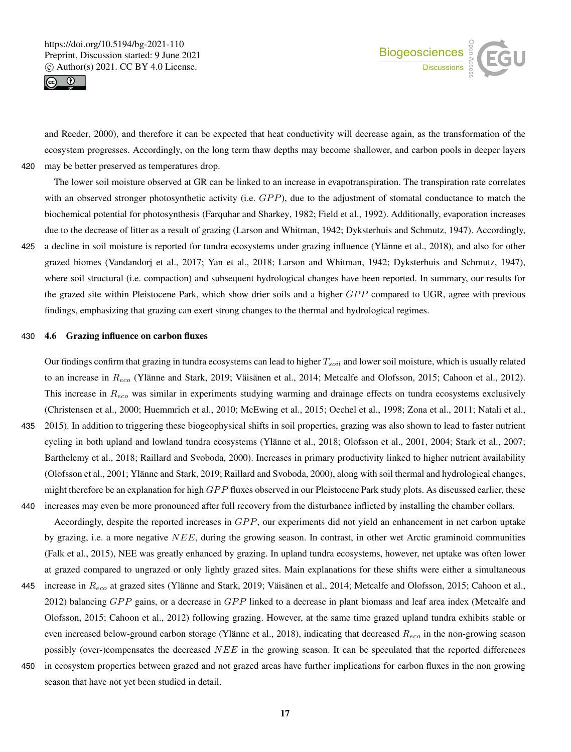and Reeder, 2000), and therefore it can be expected that heat conductivity will decrease again, as the transformation of the ecosystem progresses. Accordingly, on the long term thaw depths may become shallower, and carbon pools in deeper layers may be better preserved as temperatures drop.

The lower soil moisture observed at GR can be linked to an increase in evapotranspiration. The transpiration rate correlates with an observed stronger photosynthetic activity (i.e. $GPP$), due to the adjustment of stomatal conductance to match the biochemical potential for photosynthesis (Farquhar and Sharkey, 1982; Field et al., 1992). Additionally, evaporation increases due to the decrease of litter as a result of grazing (Larson and Whitman, 1942; Dyksterhuis and Schmutz, 1947). Accordingly, a decline in soil moisture is reported for tundra ecosystems under grazing influence (Ylänne et al., 2018), and also for other grazed biomes (Vandandorj et al., 2017; Yan et al., 2018; Larson and Whitman, 1942; Dyksterhuis and Schmutz, 1947), where soil structural (i.e. compaction) and subsequent hydrological changes have been reported. In summary, our results for the grazed site within Pleistocene Park, which show drier soils and a higher $GPP$ compared to UGR, agree with previous findings, emphasizing that grazing can exert strong changes to the thermal and hydrological regimes.

### 4.6 Grazing influence on carbon fluxes

Our findings confirm that grazing in tundra ecosystems can lead to higher $T_{soil}$ and lower soil moisture, which is usually related to an increase in $R_{eco}$ (Ylänne and Stark, 2019; Väisänen et al., 2014; Metcalfe and Olofsson, 2015; Cahoon et al., 2012). This increase in $R_{eco}$ was similar in experiments studying warming and drainage effects on tundra ecosystems exclusively (Christensen et al., 2000; Huemmrich et al., 2010; McEwing et al., 2015; Oechel et al., 1998; Zona et al., 2011; Natali et al., 2015). In addition to triggering these biogeophysical shifts in soil properties, grazing was also shown to lead to faster nutrient cycling in both upland and lowland tundra ecosystems (Ylänne et al., 2018; Olofsson et al., 2001, 2004; Stark et al., 2007; Barthelemy et al., 2018; Raillard and Svoboda, 2000). Increases in primary productivity linked to higher nutrient availability (Olofsson et al., 2001; Ylänne and Stark, 2019; Raillard and Svoboda, 2000), along with soil thermal and hydrological changes, might therefore be an explanation for high $GPP$ fluxes observed in our Pleistocene Park study plots. As discussed earlier, these increases may even be more pronounced after full recovery from the disturbance inflicted by installing the chamber collars.

Accordingly, despite the reported increases in $GPP$, our experiments did not yield an enhancement in net carbon uptake by grazing, i.e. a more negative $NEE$, during the growing season. In contrast, in other wet Arctic graminoid communities (Falk et al., 2015), NEE was greatly enhanced by grazing. In upland tundra ecosystems, however, net uptake was often lower at grazed compared to ungrazed or only lightly grazed sites. Main explanations for these shifts were either a simultaneous increase in $R_{eco}$ at grazed sites (Ylänne and Stark, 2019; Väisänen et al., 2014; Metcalfe and Olofsson, 2015; Cahoon et al., 2012) balancing $GPP$ gains, or a decrease in $GPP$ linked to a decrease in plant biomass and leaf area index (Metcalfe and Olofsson, 2015; Cahoon et al., 2012) following grazing. However, at the same time grazed upland tundra exhibits stable or even increased below-ground carbon storage (Ylänne et al., 2018), indicating that decreased $R_{eco}$ in the non-growing season possibly (over-)compensates the decreased $NEE$ in the growing season. It can be speculated that the reported differences in ecosystem properties between grazed and not grazed areas have further implications for carbon fluxes in the non growing season that have not yet been studied in detail.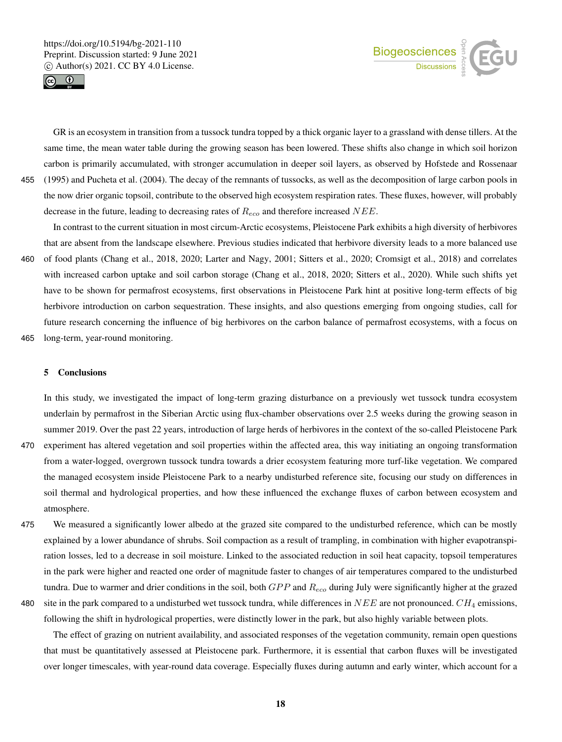GR is an ecosystem in transition from a tussock tundra topped by a thick organic layer to a grassland with dense tillers. At the same time, the mean water table during the growing season has been lowered. These shifts also change in which soil horizon carbon is primarily accumulated, with stronger accumulation in deeper soil layers, as observed by Hofstede and Rossenaar (1995) and Pucheta et al. (2004). The decay of the remnants of tussocks, as well as the decomposition of large carbon pools in the now drier organic topsoil, contribute to the observed high ecosystem respiration rates. These fluxes, however, will probably decrease in the future, leading to decreasing rates of $R_{eco}$ and therefore increased $NEE$.

In contrast to the current situation in most circum-Arctic ecosystems, Pleistocene Park exhibits a high diversity of herbivores that are absent from the landscape elsewhere. Previous studies indicated that herbivore diversity leads to a more balanced use of food plants (Chang et al., 2018, 2020; Larter and Nagy, 2001; Sitters et al., 2020; Cromsigt et al., 2018) and correlates with increased carbon uptake and soil carbon storage (Chang et al., 2018, 2020; Sitters et al., 2020). While such shifts yet have to be shown for permafrost ecosystems, first observations in Pleistocene Park hint at positive long-term effects of big herbivore introduction on carbon sequestration. These insights, and also questions emerging from ongoing studies, call for future research concerning the influence of big herbivores on the carbon balance of permafrost ecosystems, with a focus on long-term, year-round monitoring.

## 5 Conclusions

In this study, we investigated the impact of long-term grazing disturbance on a previously wet tussock tundra ecosystem underlain by permafrost in the Siberian Arctic using flux-chamber observations over 2.5 weeks during the growing season in summer 2019. Over the past 22 years, introduction of large herds of herbivores in the context of the so-called Pleistocene Park experiment has altered vegetation and soil properties within the affected area, this way initiating an ongoing transformation from a water-logged, overgrown tussock tundra towards a drier ecosystem featuring more turf-like vegetation. We compared the managed ecosystem inside Pleistocene Park to a nearby undisturbed reference site, focusing our study on differences in soil thermal and hydrological properties, and how these influenced the exchange fluxes of carbon between ecosystem and atmosphere.

We measured a significantly lower albedo at the grazed site compared to the undisturbed reference, which can be mostly explained by a lower abundance of shrubs. Soil compaction as a result of trampling, in combination with higher evapotranspiration losses, led to a decrease in soil moisture. Linked to the associated reduction in soil heat capacity, topsoil temperatures in the park were higher and reacted one order of magnitude faster to changes of air temperatures compared to the undisturbed tundra. Due to warmer and drier conditions in the soil, both $GPP$ and $R_{eco}$ during July were significantly higher at the grazed site in the park compared to a undisturbed wet tussock tundra, while differences in $NEE$ are not pronounced. $CH_4$ emissions, following the shift in hydrological properties, were distinctly lower in the park, but also highly variable between plots.

The effect of grazing on nutrient availability, and associated responses of the vegetation community, remain open questions that must be quantitatively assessed at Pleistocene park. Furthermore, it is essential that carbon fluxes will be investigated over longer timescales, with year-round data coverage. Especially fluxes during autumn and early winter, which account for a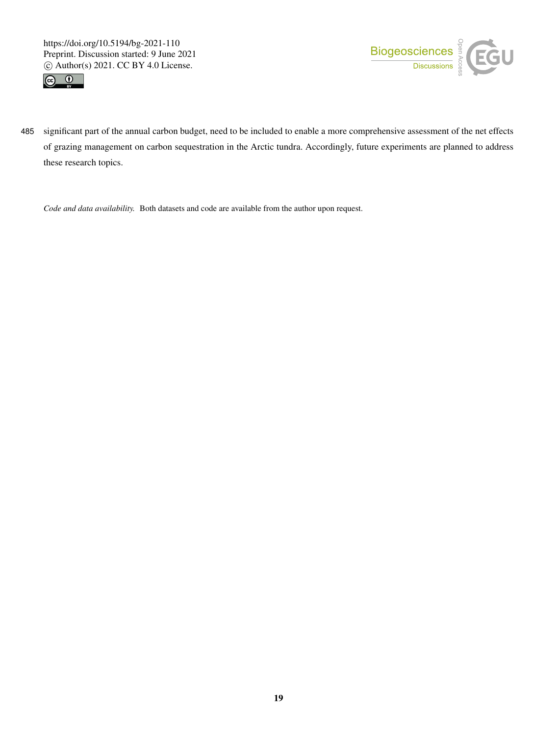significant part of the annual carbon budget, need to be included to enable a more comprehensive assessment of the net effects of grazing management on carbon sequestration in the Arctic tundra. Accordingly, future experiments are planned to address these research topics.

*Code and data availability.* Both datasets and code are available from the author upon request.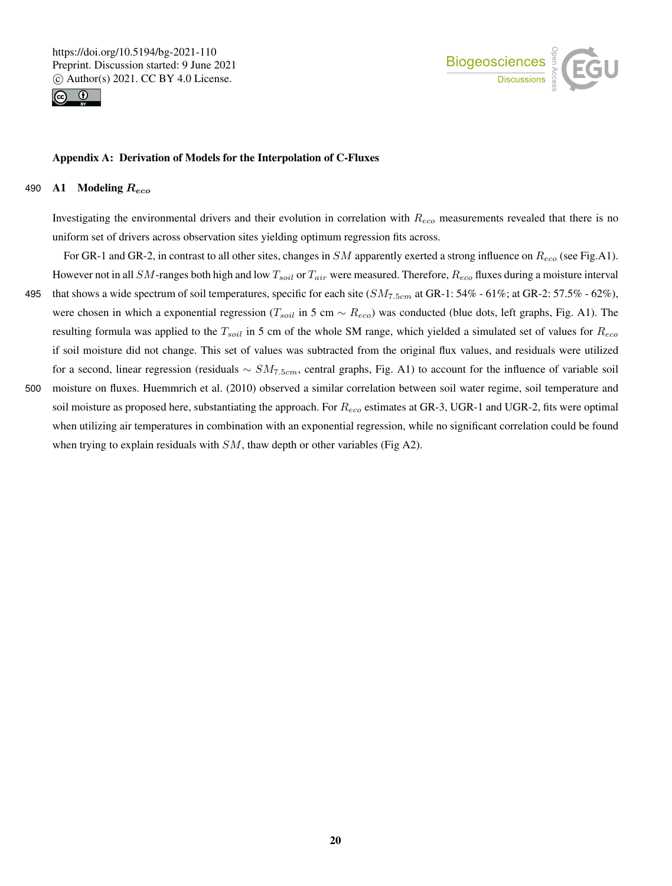## Appendix A: Derivation of Models for the Interpolation of C-Fluxes

### A1 Modeling $R_{eco}$

Investigating the environmental drivers and their evolution in correlation with $R_{eco}$ measurements revealed that there is no uniform set of drivers across observation sites yielding optimum regression fits across.

For GR-1 and GR-2, in contrast to all other sites, changes in $SM$ apparently exerted a strong influence on $R_{eco}$ (see Fig.A1). However not in all $SM$-ranges both high and low $T_{soil}$ or $T_{air}$ were measured. Therefore, $R_{eco}$ fluxes during a moisture interval that shows a wide spectrum of soil temperatures, specific for each site ($SM_{7.5cm}$ at GR-1: 54% - 61%; at GR-2: 57.5% - 62%), were chosen in which a exponential regression ($T_{soil}$ in 5 cm $\sim R_{eco}$) was conducted (blue dots, left graphs, Fig. A1). The resulting formula was applied to the $T_{soil}$ in 5 cm of the whole SM range, which yielded a simulated set of values for $R_{eco}$ if soil moisture did not change. This set of values was subtracted from the original flux values, and residuals were utilized for a second, linear regression (residuals $\sim SM_{7.5cm}$, central graphs, Fig. A1) to account for the influence of variable soil moisture on fluxes. Huemmrich et al. (2010) observed a similar correlation between soil water regime, soil temperature and soil moisture as proposed here, substantiating the approach. For $R_{eco}$ estimates at GR-3, UGR-1 and UGR-2, fits were optimal when utilizing air temperatures in combination with an exponential regression, while no significant correlation could be found when trying to explain residuals with $SM$, thaw depth or other variables (Fig A2).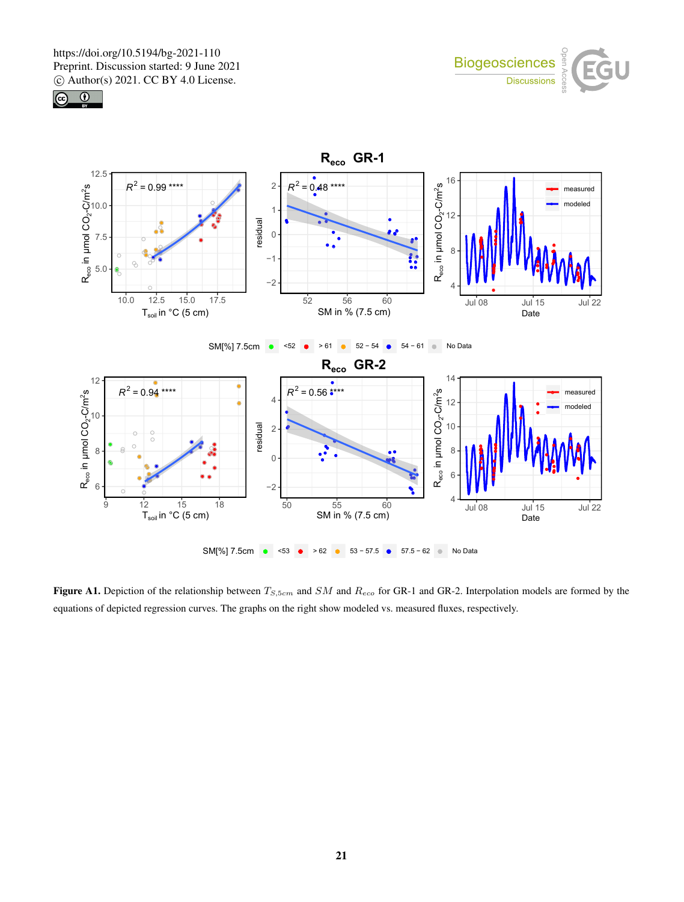**Figure A1.** Depiction of the relationship between $T_{S,5cm}$ and $SM$ and $R_{eco}$ for GR-1 and GR-2. Interpolation models are formed by the equations of depicted regression curves. The graphs on the right show modeled vs. measured fluxes, respectively.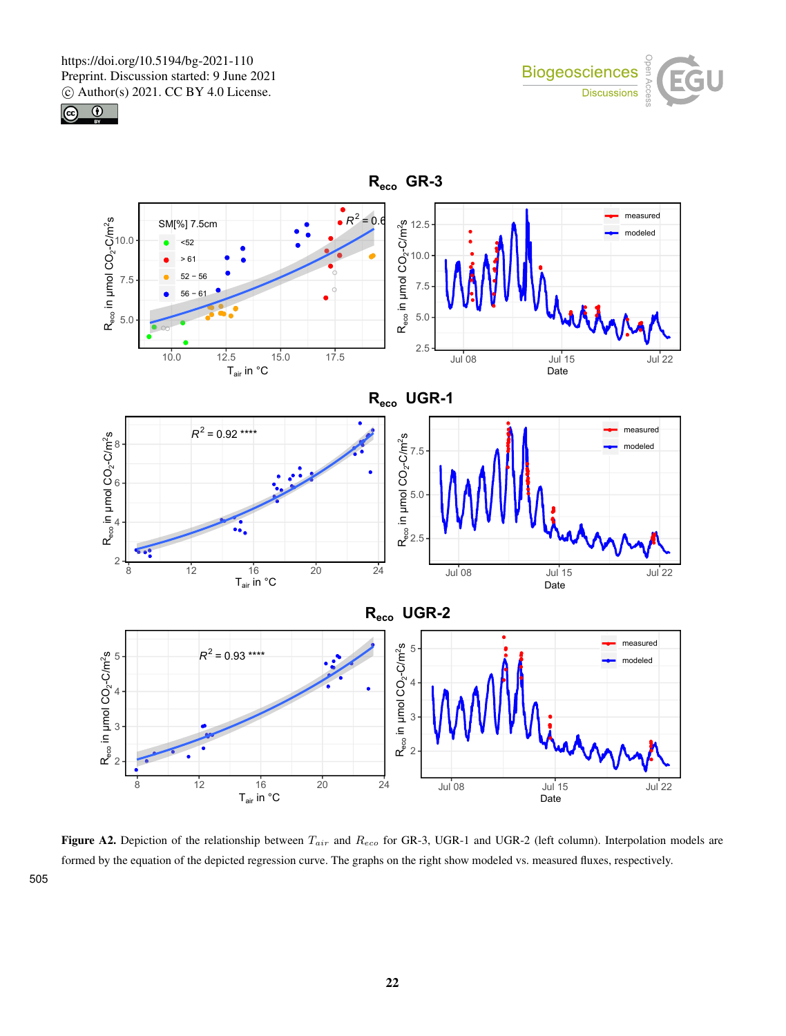**Figure A2.** Depiction of the relationship between $T_{air}$ and $R_{eco}$ for GR-3, UGR-1 and UGR-2 (left column). Interpolation models are formed by the equation of the depicted regression curve. The graphs on the right show modeled vs. measured fluxes, respectively.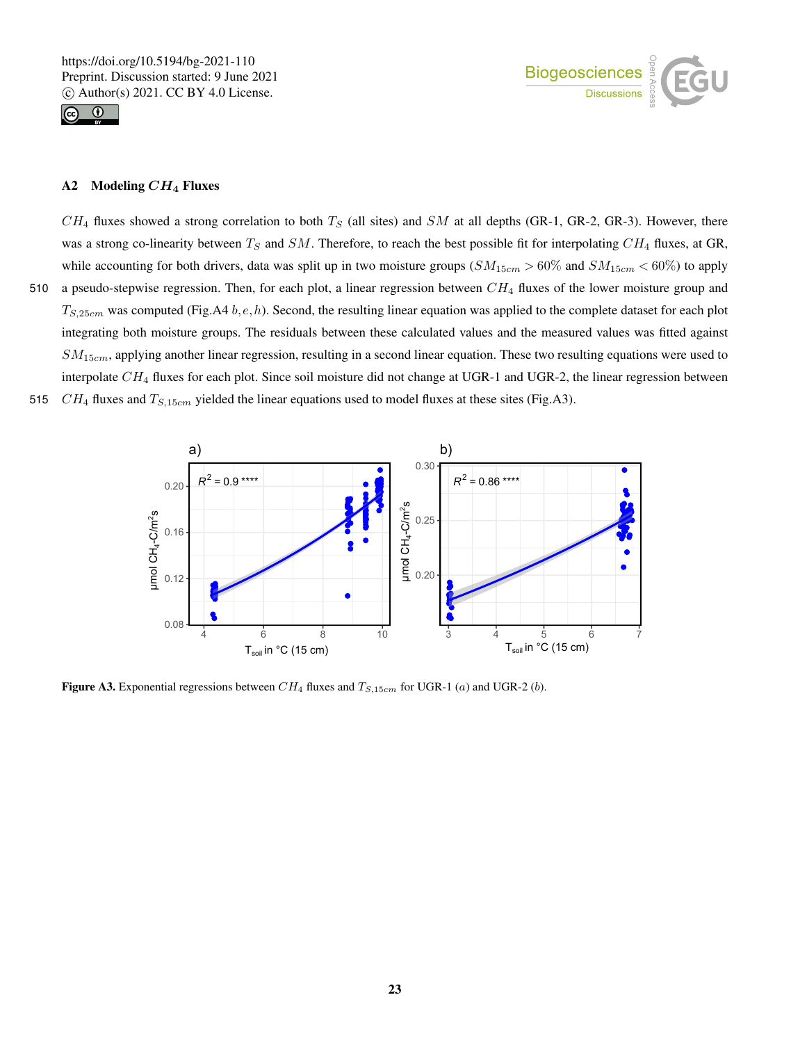## A2 Modeling $CH_4$ Fluxes

$CH_4$ fluxes showed a strong correlation to both $T_S$ (all sites) and $SM$ at all depths (GR-1, GR-2, GR-3). However, there was a strong co-linearity between $T_S$ and $SM$. Therefore, to reach the best possible fit for interpolating $CH_4$ fluxes, at GR, while accounting for both drivers, data was split up in two moisture groups ($SM_{15cm} > 60\%$ and $SM_{15cm} < 60\%$) to apply a pseudo-stepwise regression. Then, for each plot, a linear regression between $CH_4$ fluxes of the lower moisture group and $T_{S,25cm}$ was computed (Fig.A4 $b, e, h$). Second, the resulting linear equation was applied to the complete dataset for each plot integrating both moisture groups. The residuals between these calculated values and the measured values was fitted against $SM_{15cm}$, applying another linear regression, resulting in a second linear equation. These two resulting equations were used to interpolate $CH_4$ fluxes for each plot. Since soil moisture did not change at UGR-1 and UGR-2, the linear regression between $CH_4$ fluxes and $T_{S,15cm}$ yielded the linear equations used to model fluxes at these sites (Fig.A3).

**Figure A3.** Exponential regressions between $CH_4$ fluxes and $T_{S,15cm}$ for UGR-1 ($a$) and UGR-2 ($b$).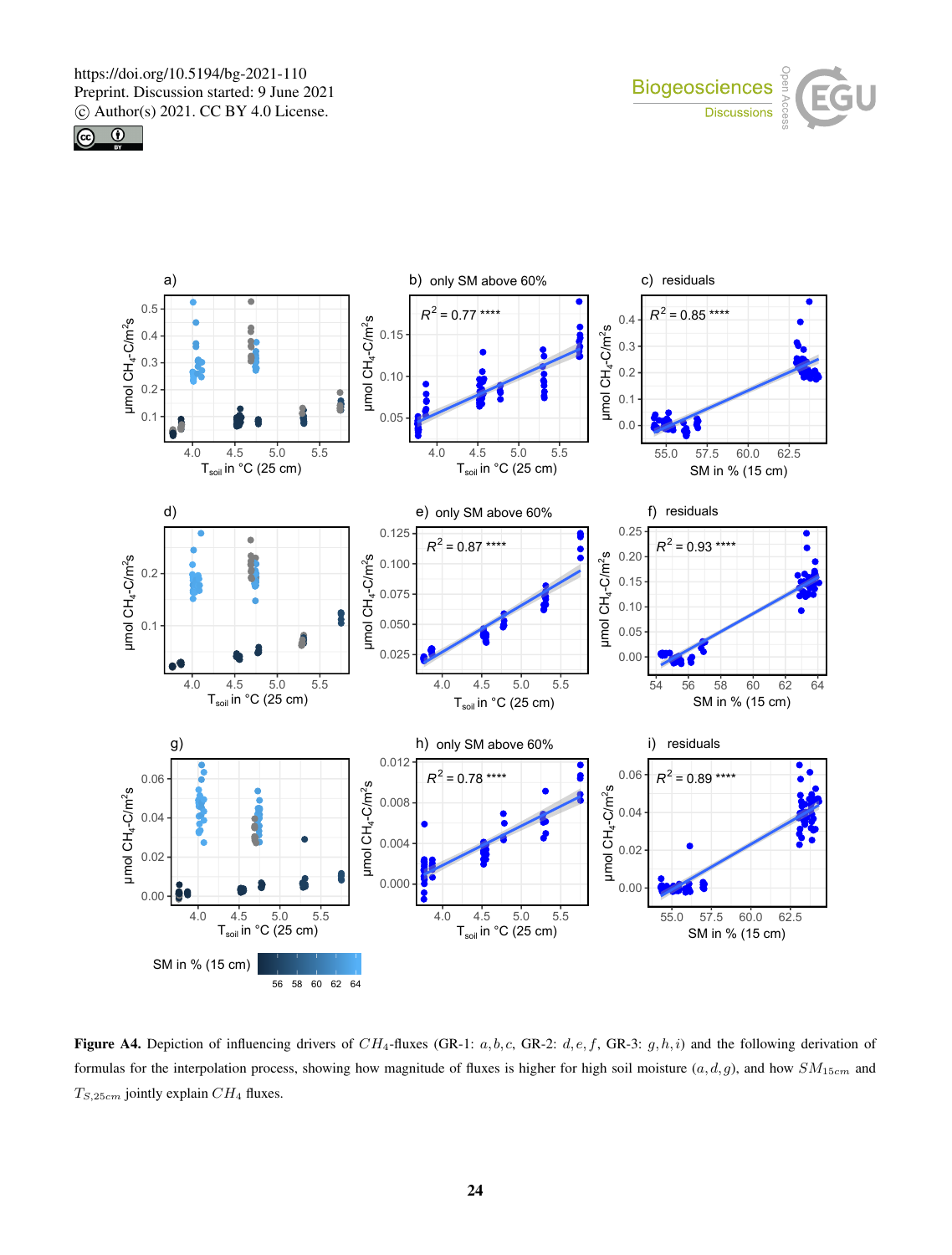**Figure A4.** Depiction of influencing drivers of $CH_4$-fluxes (GR-1: $a,b,c$, GR-2: $d,e,f$, GR-3: $g,h,i$) and the following derivation of formulas for the interpolation process, showing how magnitude of fluxes is higher for high soil moisture $(a,d,g)$, and how $SM_{15cm}$ and $T_{S,25cm}$ jointly explain $CH_4$ fluxes.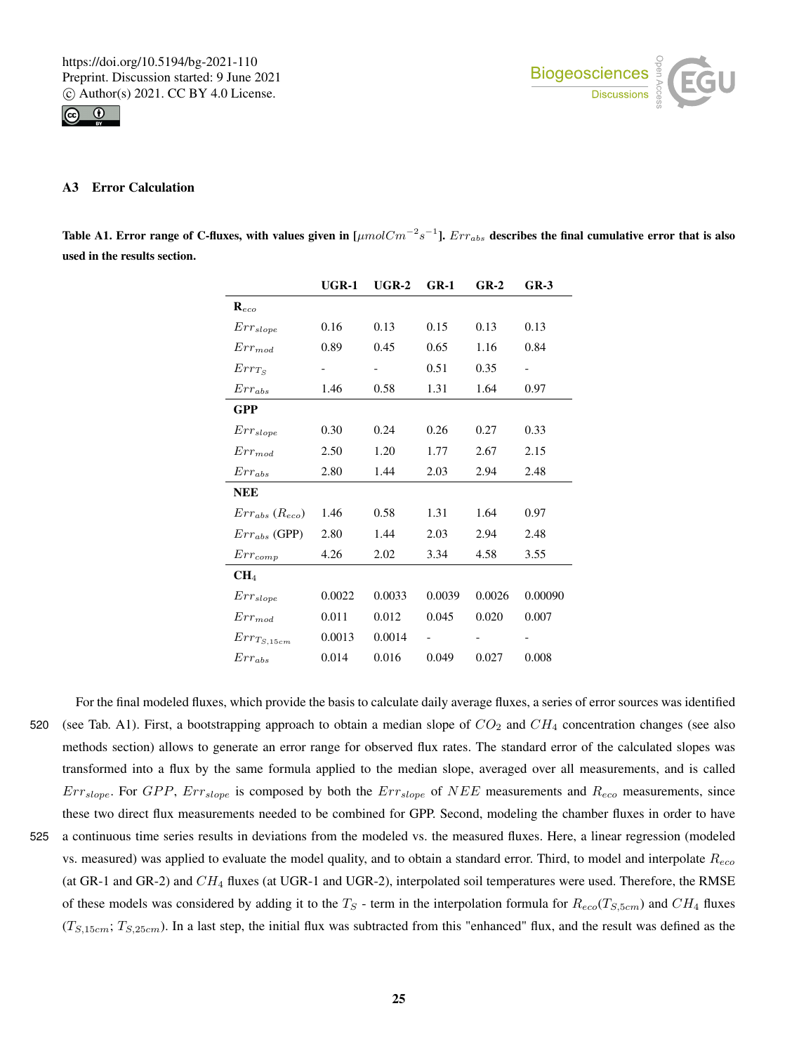## A3 Error Calculation

**Table A1. Error range of C-fluxes, with values given in [$\mu mol C m^{-2} s^{-1}$]. $Err_{abs}$ describes the final cumulative error that is also used in the results section.**

| | UGR-1 | UGR-2 | GR-1 | GR-2 | GR-3 |
|---|---|---|---|---|---|
| **$R_{eco}$** | | | | | |
| $Err_{slope}$ | 0.16 | 0.13 | 0.15 | 0.13 | 0.13 |
| $Err_{mod}$ | 0.89 | 0.45 | 0.65 | 1.16 | 0.84 |
| $Err_{T_S}$ | - | - | 0.51 | 0.35 | - |
| $Err_{abs}$ | 1.46 | 0.58 | 1.31 | 1.64 | 0.97 |
| **GPP** | | | | | |
| $Err_{slope}$ | 0.30 | 0.24 | 0.26 | 0.27 | 0.33 |
| $Err_{mod}$ | 2.50 | 1.20 | 1.77 | 2.67 | 2.15 |
| $Err_{abs}$ | 2.80 | 1.44 | 2.03 | 2.94 | 2.48 |
| **NEE** | | | | | |
| $Err_{abs}$ ($R_{eco}$) | 1.46 | 0.58 | 1.31 | 1.64 | 0.97 |
| $Err_{abs}$ (GPP) | 2.80 | 1.44 | 2.03 | 2.94 | 2.48 |
| $Err_{comp}$ | 4.26 | 2.02 | 3.34 | 4.58 | 3.55 |
| **$CH_4$** | | | | | |
| $Err_{slope}$ | 0.0022 | 0.0033 | 0.0039 | 0.0026 | 0.00090 |
| $Err_{mod}$ | 0.011 | 0.012 | 0.045 | 0.020 | 0.007 |
| $Err_{T_{S,15cm}}$ | 0.0013 | 0.0014 | - | - | - |
| $Err_{abs}$ | 0.014 | 0.016 | 0.049 | 0.027 | 0.008 |

For the final modeled fluxes, which provide the basis to calculate daily average fluxes, a series of error sources was identified (see Tab. A1). First, a bootstrapping approach to obtain a median slope of $CO_2$ and $CH_4$ concentration changes (see also methods section) allows to generate an error range for observed flux rates. The standard error of the calculated slopes was transformed into a flux by the same formula applied to the median slope, averaged over all measurements, and is called $Err_{slope}$. For $GPP$, $Err_{slope}$ is composed by both the $Err_{slope}$ of $NEE$ measurements and $R_{eco}$ measurements, since these two direct flux measurements needed to be combined for GPP. Second, modeling the chamber fluxes in order to have a continuous time series results in deviations from the modeled vs. the measured fluxes. Here, a linear regression (modeled vs. measured) was applied to evaluate the model quality, and to obtain a standard error. Third, to model and interpolate $R_{eco}$ (at GR-1 and GR-2) and $CH_4$ fluxes (at UGR-1 and UGR-2), interpolated soil temperatures were used. Therefore, the RMSE of these models was considered by adding it to the $T_S$ - term in the interpolation formula for $R_{eco}(T_{S,5cm})$ and $CH_4$ fluxes ($T_{S,15cm}$; $T_{S,25cm}$). In a last step, the initial flux was subtracted from this "enhanced" flux, and the result was defined as the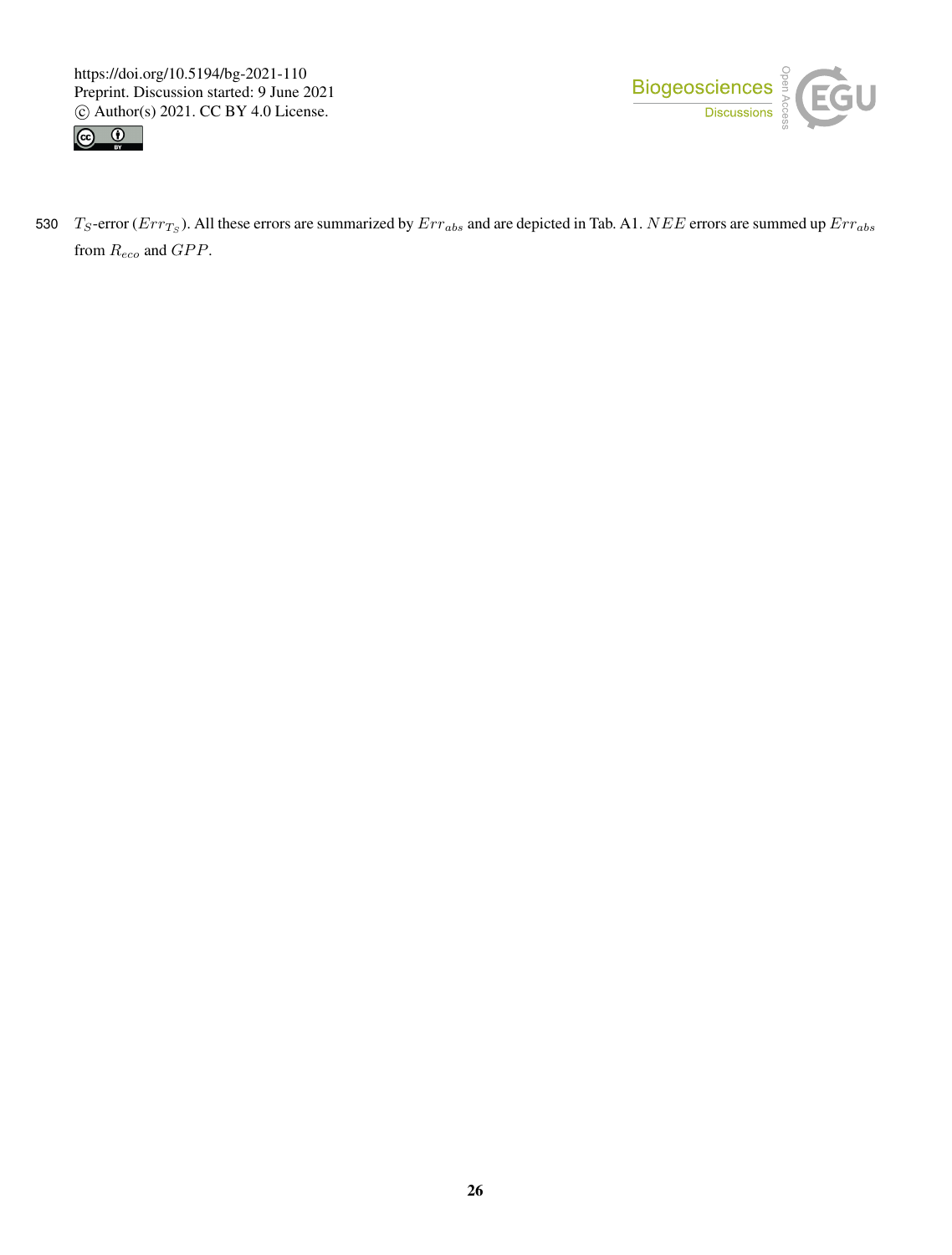$T_S$-error ($Err_{T_S}$). All these errors are summarized by $Err_{abs}$ and are depicted in Tab. A1. $NEE$ errors are summed up $Err_{abs}$ from $R_{eco}$ and $GPP$.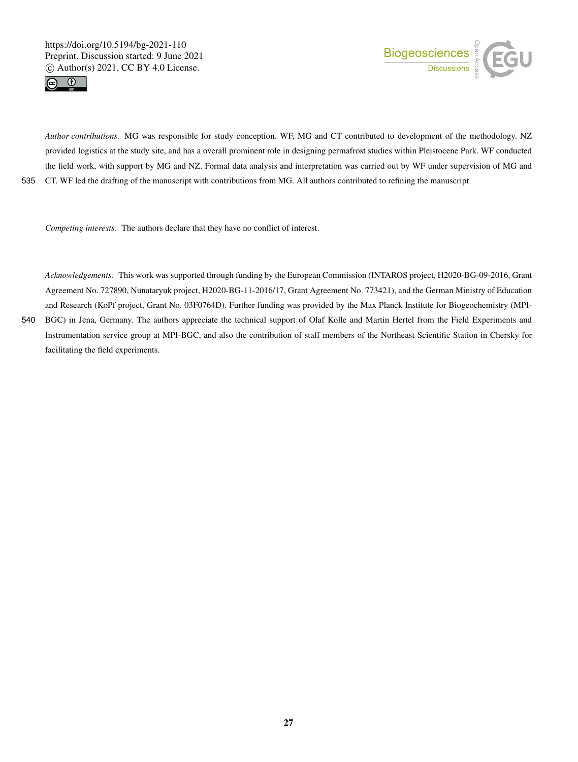*Author contributions.* MG was responsible for study conception. WF, MG and CT contributed to development of the methodology. NZ provided logistics at the study site, and has a overall prominent role in designing permafrost studies within Pleistocene Park. WF conducted the field work, with support by MG and NZ. Formal data analysis and interpretation was carried out by WF under supervision of MG and CT. WF led the drafting of the manuscript with contributions from MG. All authors contributed to refining the manuscript.

*Competing interests.* The authors declare that they have no conflict of interest.

*Acknowledgements.* This work was supported through funding by the European Commission (INTAROS project, H2020-BG-09-2016, Grant Agreement No. 727890, Nunataryuk project, H2020-BG-11-2016/17, Grant Agreement No. 773421), and the German Ministry of Education and Research (KoPf project, Grant No. 03F0764D). Further funding was provided by the Max Planck Institute for Biogeochemistry (MPI-BGC) in Jena, Germany. The authors appreciate the technical support of Olaf Kolle and Martin Hertel from the Field Experiments and Instrumentation service group at MPI-BGC, and also the contribution of staff members of the Northeast Scientific Station in Chersky for facilitating the field experiments.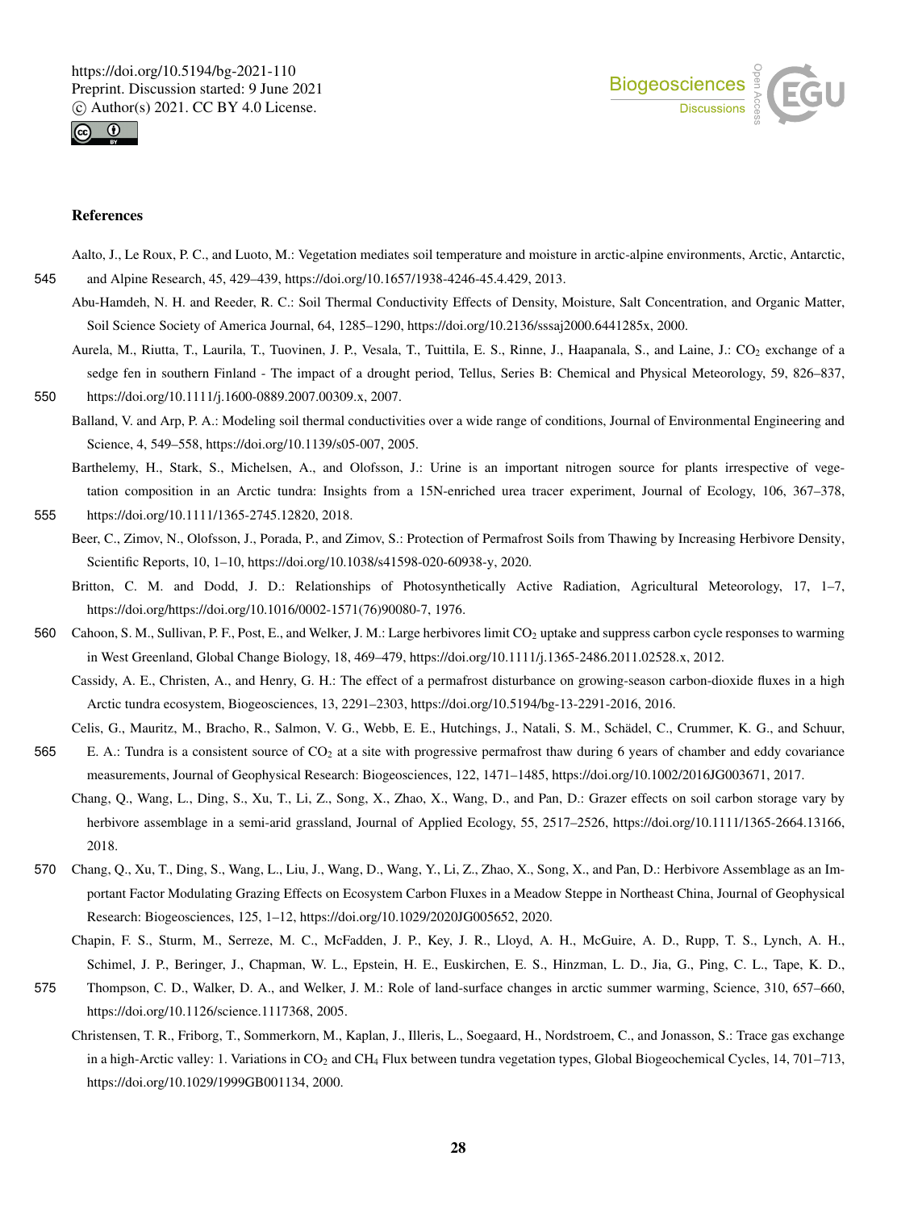## References

Aalto, J., Le Roux, P. C., and Luoto, M.: Vegetation mediates soil temperature and moisture in arctic-alpine environments, Arctic, Antarctic, and Alpine Research, 45, 429–439, https://doi.org/10.1657/1938-4246-45.4.429, 2013.

Abu-Hamdeh, N. H. and Reeder, R. C.: Soil Thermal Conductivity Effects of Density, Moisture, Salt Concentration, and Organic Matter, Soil Science Society of America Journal, 64, 1285–1290, https://doi.org/10.2136/sssaj2000.6441285x, 2000.

Aurela, M., Riutta, T., Laurila, T., Tuovinen, J. P., Vesala, T., Tuittila, E. S., Rinne, J., Haapanala, S., and Laine, J.: $CO_2$ exchange of a sedge fen in southern Finland - The impact of a drought period, Tellus, Series B: Chemical and Physical Meteorology, 59, 826–837, https://doi.org/10.1111/j.1600-0889.2007.00309.x, 2007.

Balland, V. and Arp, P. A.: Modeling soil thermal conductivities over a wide range of conditions, Journal of Environmental Engineering and Science, 4, 549–558, https://doi.org/10.1139/s05-007, 2005.

Barthelemy, H., Stark, S., Michelsen, A., and Olofsson, J.: Urine is an important nitrogen source for plants irrespective of vegetation composition in an Arctic tundra: Insights from a 15N-enriched urea tracer experiment, Journal of Ecology, 106, 367–378, https://doi.org/10.1111/1365-2745.12820, 2018.

Beer, C., Zimov, N., Olofsson, J., Porada, P., and Zimov, S.: Protection of Permafrost Soils from Thawing by Increasing Herbivore Density, Scientific Reports, 10, 1–10, https://doi.org/10.1038/s41598-020-60938-y, 2020.

Britton, C. M. and Dodd, J. D.: Relationships of Photosynthetically Active Radiation, Agricultural Meteorology, 17, 1–7, https://doi.org/https://doi.org/10.1016/0002-1571(76)90080-7, 1976.

Cahoon, S. M., Sullivan, P. F., Post, E., and Welker, J. M.: Large herbivores limit $CO_2$ uptake and suppress carbon cycle responses to warming in West Greenland, Global Change Biology, 18, 469–479, https://doi.org/10.1111/j.1365-2486.2011.02528.x, 2012.

Cassidy, A. E., Christen, A., and Henry, G. H.: The effect of a permafrost disturbance on growing-season carbon-dioxide fluxes in a high Arctic tundra ecosystem, Biogeosciences, 13, 2291–2303, https://doi.org/10.5194/bg-13-2291-2016, 2016.

Celis, G., Mauritz, M., Bracho, R., Salmon, V. G., Webb, E. E., Hutchings, J., Natali, S. M., Schädel, C., Crummer, K. G., and Schuur, E. A.: Tundra is a consistent source of $CO_2$ at a site with progressive permafrost thaw during 6 years of chamber and eddy covariance measurements, Journal of Geophysical Research: Biogeosciences, 122, 1471–1485, https://doi.org/10.1002/2016JG003671, 2017.

Chang, Q., Wang, L., Ding, S., Xu, T., Li, Z., Song, X., Zhao, X., Wang, D., and Pan, D.: Grazer effects on soil carbon storage vary by herbivore assemblage in a semi-arid grassland, Journal of Applied Ecology, 55, 2517–2526, https://doi.org/10.1111/1365-2664.13166, 2018.

Chang, Q., Xu, T., Ding, S., Wang, L., Liu, J., Wang, D., Wang, Y., Li, Z., Zhao, X., Song, X., and Pan, D.: Herbivore Assemblage as an Important Factor Modulating Grazing Effects on Ecosystem Carbon Fluxes in a Meadow Steppe in Northeast China, Journal of Geophysical Research: Biogeosciences, 125, 1–12, https://doi.org/10.1029/2020JG005652, 2020.

Chapin, F. S., Sturm, M., Serreze, M. C., McFadden, J. P., Key, J. R., Lloyd, A. H., McGuire, A. D., Rupp, T. S., Lynch, A. H., Schimel, J. P., Beringer, J., Chapman, W. L., Epstein, H. E., Euskirchen, E. S., Hinzman, L. D., Jia, G., Ping, C. L., Tape, K. D., Thompson, C. D., Walker, D. A., and Welker, J. M.: Role of land-surface changes in arctic summer warming, Science, 310, 657–660, https://doi.org/10.1126/science.1117368, 2005.

Christensen, T. R., Friborg, T., Sommerkorn, M., Kaplan, J., Illeris, L., Soegaard, H., Nordstroem, C., and Jonasson, S.: Trace gas exchange in a high-Arctic valley: 1. Variations in $CO_2$ and $CH_4$ Flux between tundra vegetation types, Global Biogeochemical Cycles, 14, 701–713, https://doi.org/10.1029/1999GB001134, 2000.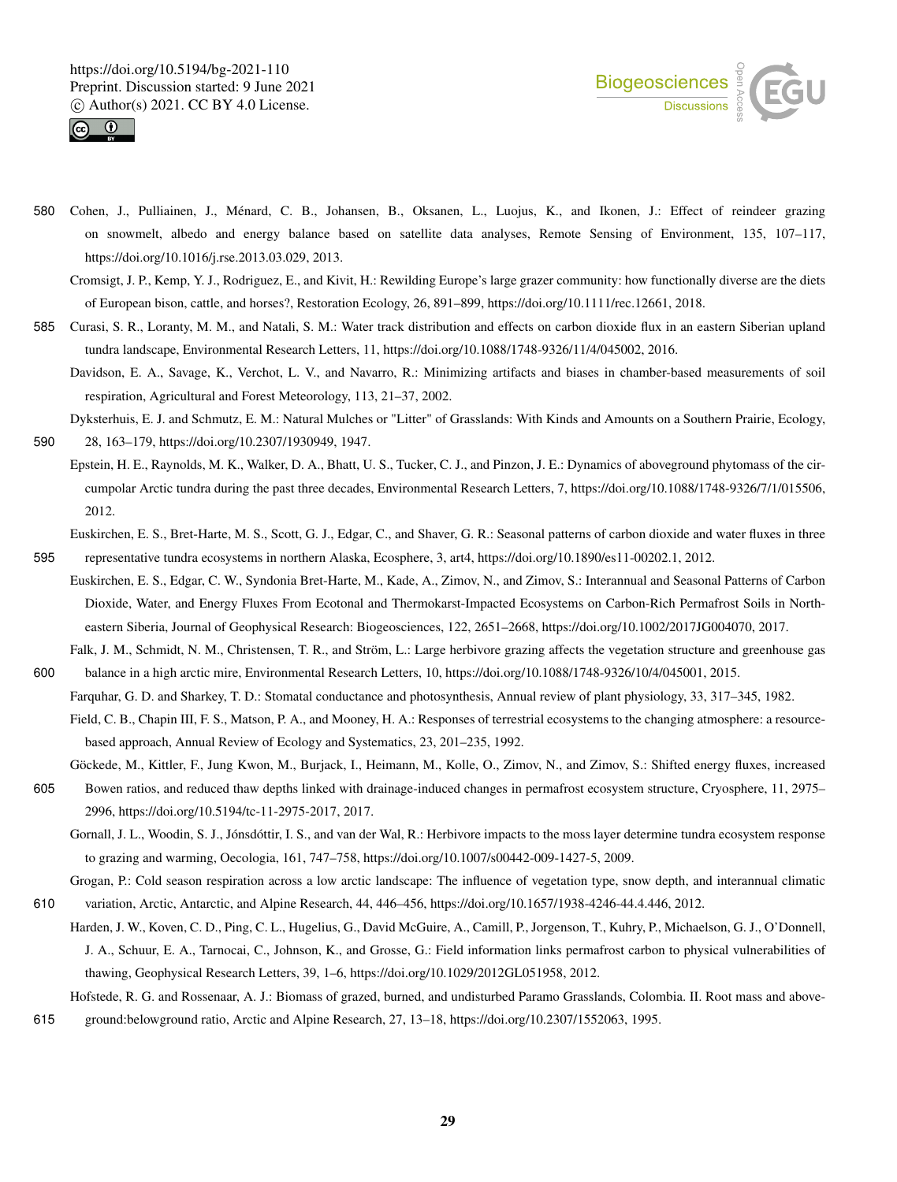Cohen, J., Pulliainen, J., Ménard, C. B., Johansen, B., Oksanen, L., Luojus, K., and Ikonen, J.: Effect of reindeer grazing on snowmelt, albedo and energy balance based on satellite data analyses, Remote Sensing of Environment, 135, 107–117, https://doi.org/10.1016/j.rse.2013.03.029, 2013.

Cromsigt, J. P., Kemp, Y. J., Rodriguez, E., and Kivit, H.: Rewilding Europe's large grazer community: how functionally diverse are the diets of European bison, cattle, and horses?, Restoration Ecology, 26, 891–899, https://doi.org/10.1111/rec.12661, 2018.

Curasi, S. R., Loranty, M. M., and Natali, S. M.: Water track distribution and effects on carbon dioxide flux in an eastern Siberian upland tundra landscape, Environmental Research Letters, 11, https://doi.org/10.1088/1748-9326/11/4/045002, 2016.

Davidson, E. A., Savage, K., Verchot, L. V., and Navarro, R.: Minimizing artifacts and biases in chamber-based measurements of soil respiration, Agricultural and Forest Meteorology, 113, 21–37, 2002.

Dyksterhuis, E. J. and Schmutz, E. M.: Natural Mulches or "Litter" of Grasslands: With Kinds and Amounts on a Southern Prairie, Ecology, 28, 163–179, https://doi.org/10.2307/1930949, 1947.

Epstein, H. E., Raynolds, M. K., Walker, D. A., Bhatt, U. S., Tucker, C. J., and Pinzon, J. E.: Dynamics of aboveground phytomass of the circumpolar Arctic tundra during the past three decades, Environmental Research Letters, 7, https://doi.org/10.1088/1748-9326/7/1/015506, 2012.

Euskirchen, E. S., Bret-Harte, M. S., Scott, G. J., Edgar, C., and Shaver, G. R.: Seasonal patterns of carbon dioxide and water fluxes in three representative tundra ecosystems in northern Alaska, Ecosphere, 3, art4, https://doi.org/10.1890/es11-00202.1, 2012.

Euskirchen, E. S., Edgar, C. W., Syndonia Bret-Harte, M., Kade, A., Zimov, N., and Zimov, S.: Interannual and Seasonal Patterns of Carbon Dioxide, Water, and Energy Fluxes From Ecotonal and Thermokarst-Impacted Ecosystems on Carbon-Rich Permafrost Soils in Northeastern Siberia, Journal of Geophysical Research: Biogeosciences, 122, 2651–2668, https://doi.org/10.1002/2017JG004070, 2017.

Falk, J. M., Schmidt, N. M., Christensen, T. R., and Ström, L.: Large herbivore grazing affects the vegetation structure and greenhouse gas balance in a high arctic mire, Environmental Research Letters, 10, https://doi.org/10.1088/1748-9326/10/4/045001, 2015.

Farquhar, G. D. and Sharkey, T. D.: Stomatal conductance and photosynthesis, Annual review of plant physiology, 33, 317–345, 1982.

Field, C. B., Chapin III, F. S., Matson, P. A., and Mooney, H. A.: Responses of terrestrial ecosystems to the changing atmosphere: a resource-based approach, Annual Review of Ecology and Systematics, 23, 201–235, 1992.

Göckede, M., Kittler, F., Jung Kwon, M., Burjack, I., Heimann, M., Kolle, O., Zimov, N., and Zimov, S.: Shifted energy fluxes, increased Bowen ratios, and reduced thaw depths linked with drainage-induced changes in permafrost ecosystem structure, Cryosphere, 11, 2975–2996, https://doi.org/10.5194/tc-11-2975-2017, 2017.

Gornall, J. L., Woodin, S. J., Jónsdóttir, I. S., and van der Wal, R.: Herbivore impacts to the moss layer determine tundra ecosystem response to grazing and warming, Oecologia, 161, 747–758, https://doi.org/10.1007/s00442-009-1427-5, 2009.

Grogan, P.: Cold season respiration across a low arctic landscape: The influence of vegetation type, snow depth, and interannual climatic variation, Arctic, Antarctic, and Alpine Research, 44, 446–456, https://doi.org/10.1657/1938-4246-44.4.446, 2012.

Harden, J. W., Koven, C. D., Ping, C. L., Hugelius, G., David McGuire, A., Camill, P., Jorgenson, T., Kuhry, P., Michaelson, G. J., O'Donnell, J. A., Schuur, E. A., Tarnocai, C., Johnson, K., and Grosse, G.: Field information links permafrost carbon to physical vulnerabilities of thawing, Geophysical Research Letters, 39, 1–6, https://doi.org/10.1029/2012GL051958, 2012.

Hofstede, R. G. and Rossenaar, A. J.: Biomass of grazed, burned, and undisturbed Paramo Grasslands, Colombia. II. Root mass and aboveground:belowground ratio, Arctic and Alpine Research, 27, 13–18, https://doi.org/10.2307/1552063, 1995.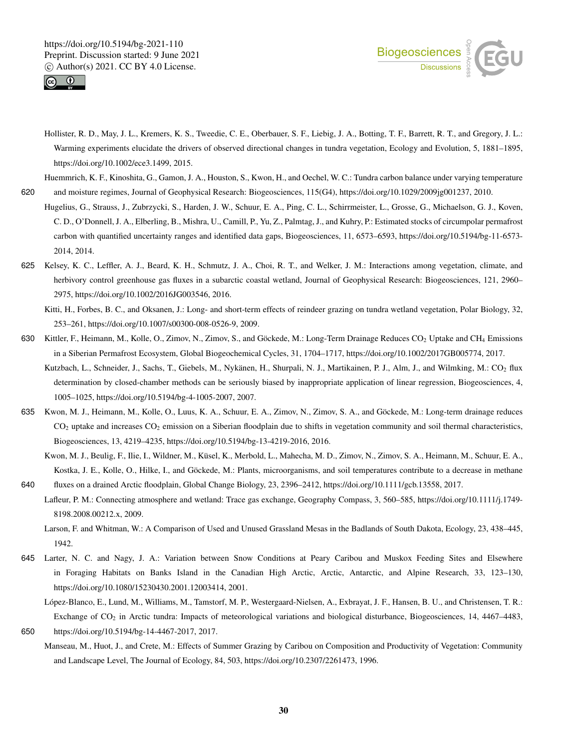Hollister, R. D., May, J. L., Kremers, K. S., Tweedie, C. E., Oberbauer, S. F., Liebig, J. A., Botting, T. F., Barrett, R. T., and Gregory, J. L.: Warming experiments elucidate the drivers of observed directional changes in tundra vegetation, Ecology and Evolution, 5, 1881–1895, https://doi.org/10.1002/ece3.1499, 2015.

Huemmrich, K. F., Kinoshita, G., Gamon, J. A., Houston, S., Kwon, H., and Oechel, W. C.: Tundra carbon balance under varying temperature and moisture regimes, Journal of Geophysical Research: Biogeosciences, 115(G4), https://doi.org/10.1029/2009jg001237, 2010.

Hugelius, G., Strauss, J., Zubrzycki, S., Harden, J. W., Schuur, E. A., Ping, C. L., Schirrmeister, L., Grosse, G., Michaelson, G. J., Koven, C. D., O'Donnell, J. A., Elberling, B., Mishra, U., Camill, P., Yu, Z., Palmtag, J., and Kuhry, P.: Estimated stocks of circumpolar permafrost carbon with quantified uncertainty ranges and identified data gaps, Biogeosciences, 11, 6573–6593, https://doi.org/10.5194/bg-11-6573-2014, 2014.

Kelsey, K. C., Leffler, A. J., Beard, K. H., Schmutz, J. A., Choi, R. T., and Welker, J. M.: Interactions among vegetation, climate, and herbivory control greenhouse gas fluxes in a subarctic coastal wetland, Journal of Geophysical Research: Biogeosciences, 121, 2960–2975, https://doi.org/10.1002/2016JG003546, 2016.

Kitti, H., Forbes, B. C., and Oksanen, J.: Long- and short-term effects of reindeer grazing on tundra wetland vegetation, Polar Biology, 32, 253–261, https://doi.org/10.1007/s00300-008-0526-9, 2009.

Kittler, F., Heimann, M., Kolle, O., Zimov, N., Zimov, S., and Göckede, M.: Long-Term Drainage Reduces $CO_2$ Uptake and $CH_4$ Emissions in a Siberian Permafrost Ecosystem, Global Biogeochemical Cycles, 31, 1704–1717, https://doi.org/10.1002/2017GB005774, 2017.

Kutzbach, L., Schneider, J., Sachs, T., Giebels, M., Nykänen, H., Shurpali, N. J., Martikainen, P. J., Alm, J., and Wilmking, M.: $CO_2$ flux determination by closed-chamber methods can be seriously biased by inappropriate application of linear regression, Biogeosciences, 4, 1005–1025, https://doi.org/10.5194/bg-4-1005-2007, 2007.

Kwon, M. J., Heimann, M., Kolle, O., Luus, K. A., Schuur, E. A., Zimov, N., Zimov, S. A., and Göckede, M.: Long-term drainage reduces $CO_2$ uptake and increases $CO_2$ emission on a Siberian floodplain due to shifts in vegetation community and soil thermal characteristics, Biogeosciences, 13, 4219–4235, https://doi.org/10.5194/bg-13-4219-2016, 2016.

Kwon, M. J., Beulig, F., Ilie, I., Wildner, M., Küsel, K., Merbold, L., Mahecha, M. D., Zimov, N., Zimov, S. A., Heimann, M., Schuur, E. A., Kostka, J. E., Kolle, O., Hilke, I., and Göckede, M.: Plants, microorganisms, and soil temperatures contribute to a decrease in methane fluxes on a drained Arctic floodplain, Global Change Biology, 23, 2396–2412, https://doi.org/10.1111/gcb.13558, 2017.

Lafleur, P. M.: Connecting atmosphere and wetland: Trace gas exchange, Geography Compass, 3, 560–585, https://doi.org/10.1111/j.1749-8198.2008.00212.x, 2009.

Larson, F. and Whitman, W.: A Comparison of Used and Unused Grassland Mesas in the Badlands of South Dakota, Ecology, 23, 438–445, 1942.

Larter, N. C. and Nagy, J. A.: Variation between Snow Conditions at Peary Caribou and Muskox Feeding Sites and Elsewhere in Foraging Habitats on Banks Island in the Canadian High Arctic, Arctic, Antarctic, and Alpine Research, 33, 123–130, https://doi.org/10.1080/15230430.2001.12003414, 2001.

López-Blanco, E., Lund, M., Williams, M., Tamstorf, M. P., Westergaard-Nielsen, A., Exbrayat, J. F., Hansen, B. U., and Christensen, T. R.: Exchange of $CO_2$ in Arctic tundra: Impacts of meteorological variations and biological disturbance, Biogeosciences, 14, 4467–4483, https://doi.org/10.5194/bg-14-4467-2017, 2017.

Manseau, M., Huot, J., and Crete, M.: Effects of Summer Grazing by Caribou on Composition and Productivity of Vegetation: Community and Landscape Level, The Journal of Ecology, 84, 503, https://doi.org/10.2307/2261473, 1996.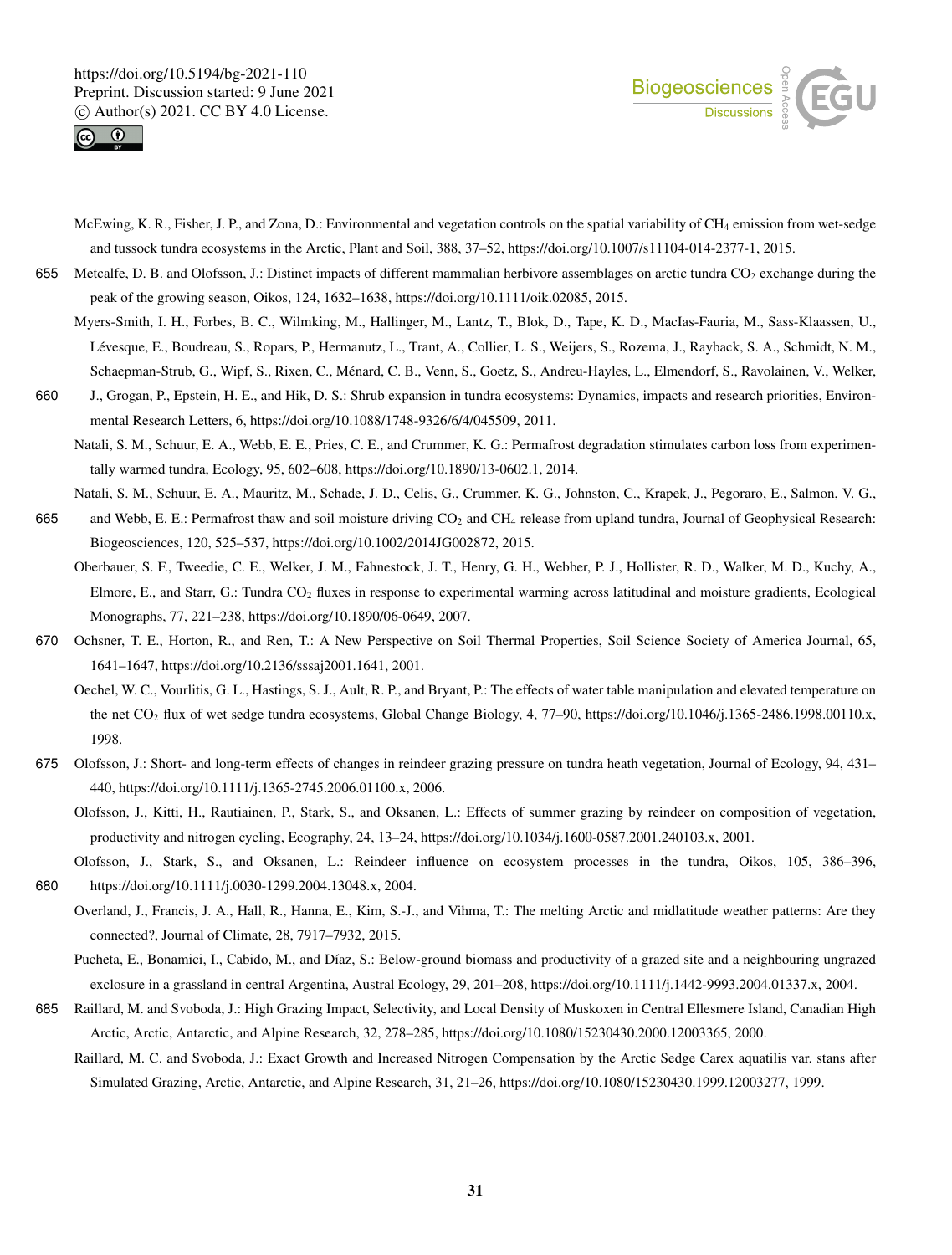McEwing, K. R., Fisher, J. P., and Zona, D.: Environmental and vegetation controls on the spatial variability of $CH_4$ emission from wet-sedge and tussock tundra ecosystems in the Arctic, Plant and Soil, 388, 37–52, https://doi.org/10.1007/s11104-014-2377-1, 2015.

Metcalfe, D. B. and Olofsson, J.: Distinct impacts of different mammalian herbivore assemblages on arctic tundra $CO_2$ exchange during the peak of the growing season, Oikos, 124, 1632–1638, https://doi.org/10.1111/oik.02085, 2015.

Myers-Smith, I. H., Forbes, B. C., Wilmking, M., Hallinger, M., Lantz, T., Blok, D., Tape, K. D., MacIas-Fauria, M., Sass-Klaassen, U., Lévesque, E., Boudreau, S., Ropars, P., Hermanutz, L., Trant, A., Collier, L. S., Weijers, S., Rozema, J., Rayback, S. A., Schmidt, N. M., Schaepman-Strub, G., Wipf, S., Rixen, C., Ménard, C. B., Venn, S., Goetz, S., Andreu-Hayles, L., Elmendorf, S., Ravolainen, V., Welker, J., Grogan, P., Epstein, H. E., and Hik, D. S.: Shrub expansion in tundra ecosystems: Dynamics, impacts and research priorities, Environmental Research Letters, 6, https://doi.org/10.1088/1748-9326/6/4/045509, 2011.

Natali, S. M., Schuur, E. A., Webb, E. E., Pries, C. E., and Crummer, K. G.: Permafrost degradation stimulates carbon loss from experimentally warmed tundra, Ecology, 95, 602–608, https://doi.org/10.1890/13-0602.1, 2014.

Natali, S. M., Schuur, E. A., Mauritz, M., Schade, J. D., Celis, G., Crummer, K. G., Johnston, C., Krapek, J., Pegoraro, E., Salmon, V. G., and Webb, E. E.: Permafrost thaw and soil moisture driving $CO_2$ and $CH_4$ release from upland tundra, Journal of Geophysical Research: Biogeosciences, 120, 525–537, https://doi.org/10.1002/2014JG002872, 2015.

Oberbauer, S. F., Tweedie, C. E., Welker, J. M., Fahnestock, J. T., Henry, G. H., Webber, P. J., Hollister, R. D., Walker, M. D., Kuchy, A., Elmore, E., and Starr, G.: Tundra $CO_2$ fluxes in response to experimental warming across latitudinal and moisture gradients, Ecological Monographs, 77, 221–238, https://doi.org/10.1890/06-0649, 2007.

Ochsner, T. E., Horton, R., and Ren, T.: A New Perspective on Soil Thermal Properties, Soil Science Society of America Journal, 65, 1641–1647, https://doi.org/10.2136/sssaj2001.1641, 2001.

Oechel, W. C., Vourlitis, G. L., Hastings, S. J., Ault, R. P., and Bryant, P.: The effects of water table manipulation and elevated temperature on the net $CO_2$ flux of wet sedge tundra ecosystems, Global Change Biology, 4, 77–90, https://doi.org/10.1046/j.1365-2486.1998.00110.x, 1998.

Olofsson, J.: Short- and long-term effects of changes in reindeer grazing pressure on tundra heath vegetation, Journal of Ecology, 94, 431–440, https://doi.org/10.1111/j.1365-2745.2006.01100.x, 2006.

Olofsson, J., Kitti, H., Rautiainen, P., Stark, S., and Oksanen, L.: Effects of summer grazing by reindeer on composition of vegetation, productivity and nitrogen cycling, Ecography, 24, 13–24, https://doi.org/10.1034/j.1600-0587.2001.240103.x, 2001.

Olofsson, J., Stark, S., and Oksanen, L.: Reindeer influence on ecosystem processes in the tundra, Oikos, 105, 386–396, https://doi.org/10.1111/j.0030-1299.2004.13048.x, 2004.

Overland, J., Francis, J. A., Hall, R., Hanna, E., Kim, S.-J., and Vihma, T.: The melting Arctic and midlatitude weather patterns: Are they connected?, Journal of Climate, 28, 7917–7932, 2015.

Pucheta, E., Bonamici, I., Cabido, M., and Díaz, S.: Below-ground biomass and productivity of a grazed site and a neighbouring ungrazed exclosure in a grassland in central Argentina, Austral Ecology, 29, 201–208, https://doi.org/10.1111/j.1442-9993.2004.01337.x, 2004.

Raillard, M. and Svoboda, J.: High Grazing Impact, Selectivity, and Local Density of Muskoxen in Central Ellesmere Island, Canadian High Arctic, Arctic, Antarctic, and Alpine Research, 32, 278–285, https://doi.org/10.1080/15230430.2000.12003365, 2000.

Raillard, M. C. and Svoboda, J.: Exact Growth and Increased Nitrogen Compensation by the Arctic Sedge Carex aquatilis var. stans after Simulated Grazing, Arctic, Antarctic, and Alpine Research, 31, 21–26, https://doi.org/10.1080/15230430.1999.12003277, 1999.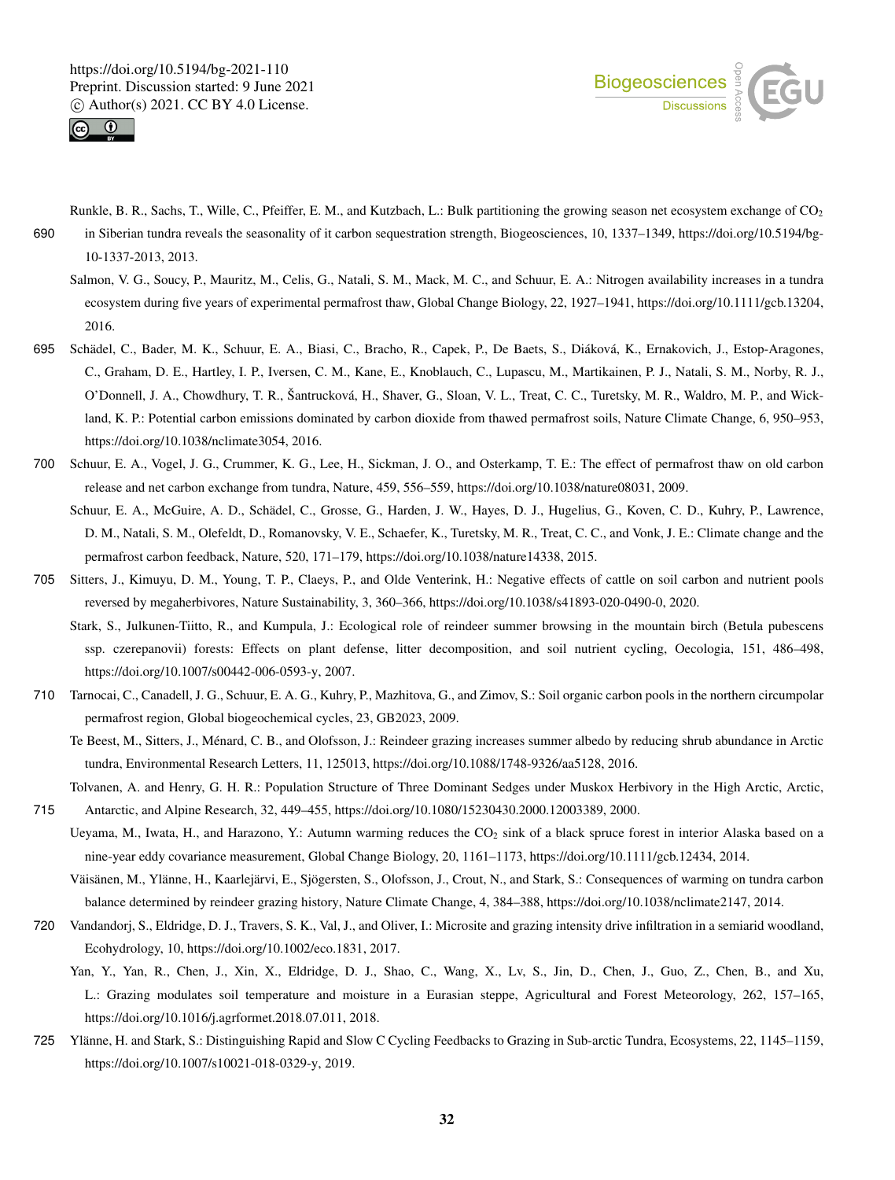Runkle, B. R., Sachs, T., Wille, C., Pfeiffer, E. M., and Kutzbach, L.: Bulk partitioning the growing season net ecosystem exchange of $CO_2$ in Siberian tundra reveals the seasonality of it carbon sequestration strength, Biogeosciences, 10, 1337–1349, https://doi.org/10.5194/bg-10-1337-2013, 2013.

Salmon, V. G., Soucy, P., Mauritz, M., Celis, G., Natali, S. M., Mack, M. C., and Schuur, E. A.: Nitrogen availability increases in a tundra ecosystem during five years of experimental permafrost thaw, Global Change Biology, 22, 1927–1941, https://doi.org/10.1111/gcb.13204, 2016.

Schädel, C., Bader, M. K., Schuur, E. A., Biasi, C., Bracho, R., Capek, P., De Baets, S., Diáková, K., Ernakovich, J., Estop-Aragones, C., Graham, D. E., Hartley, I. P., Iversen, C. M., Kane, E., Knoblauch, C., Lupascu, M., Martikainen, P. J., Natali, S. M., Norby, R. J., O'Donnell, J. A., Chowdhury, T. R., Šantrucková, H., Shaver, G., Sloan, V. L., Treat, C. C., Turetsky, M. R., Waldro, M. P., and Wickland, K. P.: Potential carbon emissions dominated by carbon dioxide from thawed permafrost soils, Nature Climate Change, 6, 950–953, https://doi.org/10.1038/nclimate3054, 2016.

Schuur, E. A., Vogel, J. G., Crummer, K. G., Lee, H., Sickman, J. O., and Osterkamp, T. E.: The effect of permafrost thaw on old carbon release and net carbon exchange from tundra, Nature, 459, 556–559, https://doi.org/10.1038/nature08031, 2009.

Schuur, E. A., McGuire, A. D., Schädel, C., Grosse, G., Harden, J. W., Hayes, D. J., Hugelius, G., Koven, C. D., Kuhry, P., Lawrence, D. M., Natali, S. M., Olefeldt, D., Romanovsky, V. E., Schaefer, K., Turetsky, M. R., Treat, C. C., and Vonk, J. E.: Climate change and the permafrost carbon feedback, Nature, 520, 171–179, https://doi.org/10.1038/nature14338, 2015.

Sitters, J., Kimuyu, D. M., Young, T. P., Claeys, P., and Olde Venterink, H.: Negative effects of cattle on soil carbon and nutrient pools reversed by megaherbivores, Nature Sustainability, 3, 360–366, https://doi.org/10.1038/s41893-020-0490-0, 2020.

Stark, S., Julkunen-Tiitto, R., and Kumpula, J.: Ecological role of reindeer summer browsing in the mountain birch (Betula pubescens ssp. czerepanovii) forests: Effects on plant defense, litter decomposition, and soil nutrient cycling, Oecologia, 151, 486–498, https://doi.org/10.1007/s00442-006-0593-y, 2007.

Tarnocai, C., Canadell, J. G., Schuur, E. A. G., Kuhry, P., Mazhitova, G., and Zimov, S.: Soil organic carbon pools in the northern circumpolar permafrost region, Global biogeochemical cycles, 23, GB2023, 2009.

Te Beest, M., Sitters, J., Ménard, C. B., and Olofsson, J.: Reindeer grazing increases summer albedo by reducing shrub abundance in Arctic tundra, Environmental Research Letters, 11, 125013, https://doi.org/10.1088/1748-9326/aa5128, 2016.

Tolvanen, A. and Henry, G. H. R.: Population Structure of Three Dominant Sedges under Muskox Herbivory in the High Arctic, Arctic, Antarctic, and Alpine Research, 32, 449–455, https://doi.org/10.1080/15230430.2000.12003389, 2000.

Ueyama, M., Iwata, H., and Harazono, Y.: Autumn warming reduces the $CO_2$ sink of a black spruce forest in interior Alaska based on a nine-year eddy covariance measurement, Global Change Biology, 20, 1161–1173, https://doi.org/10.1111/gcb.12434, 2014.

Väisänen, M., Ylänne, H., Kaarlejärvi, E., Sjögersten, S., Olofsson, J., Crout, N., and Stark, S.: Consequences of warming on tundra carbon balance determined by reindeer grazing history, Nature Climate Change, 4, 384–388, https://doi.org/10.1038/nclimate2147, 2014.

Vandandorj, S., Eldridge, D. J., Travers, S. K., Val, J., and Oliver, I.: Microsite and grazing intensity drive infiltration in a semiarid woodland, Ecohydrology, 10, https://doi.org/10.1002/eco.1831, 2017.

Yan, Y., Yan, R., Chen, J., Xin, X., Eldridge, D. J., Shao, C., Wang, X., Lv, S., Jin, D., Chen, J., Guo, Z., Chen, B., and Xu, L.: Grazing modulates soil temperature and moisture in a Eurasian steppe, Agricultural and Forest Meteorology, 262, 157–165, https://doi.org/10.1016/j.agrformet.2018.07.011, 2018.

Ylänne, H. and Stark, S.: Distinguishing Rapid and Slow C Cycling Feedbacks to Grazing in Sub-arctic Tundra, Ecosystems, 22, 1145–1159, https://doi.org/10.1007/s10021-018-0329-y, 2019.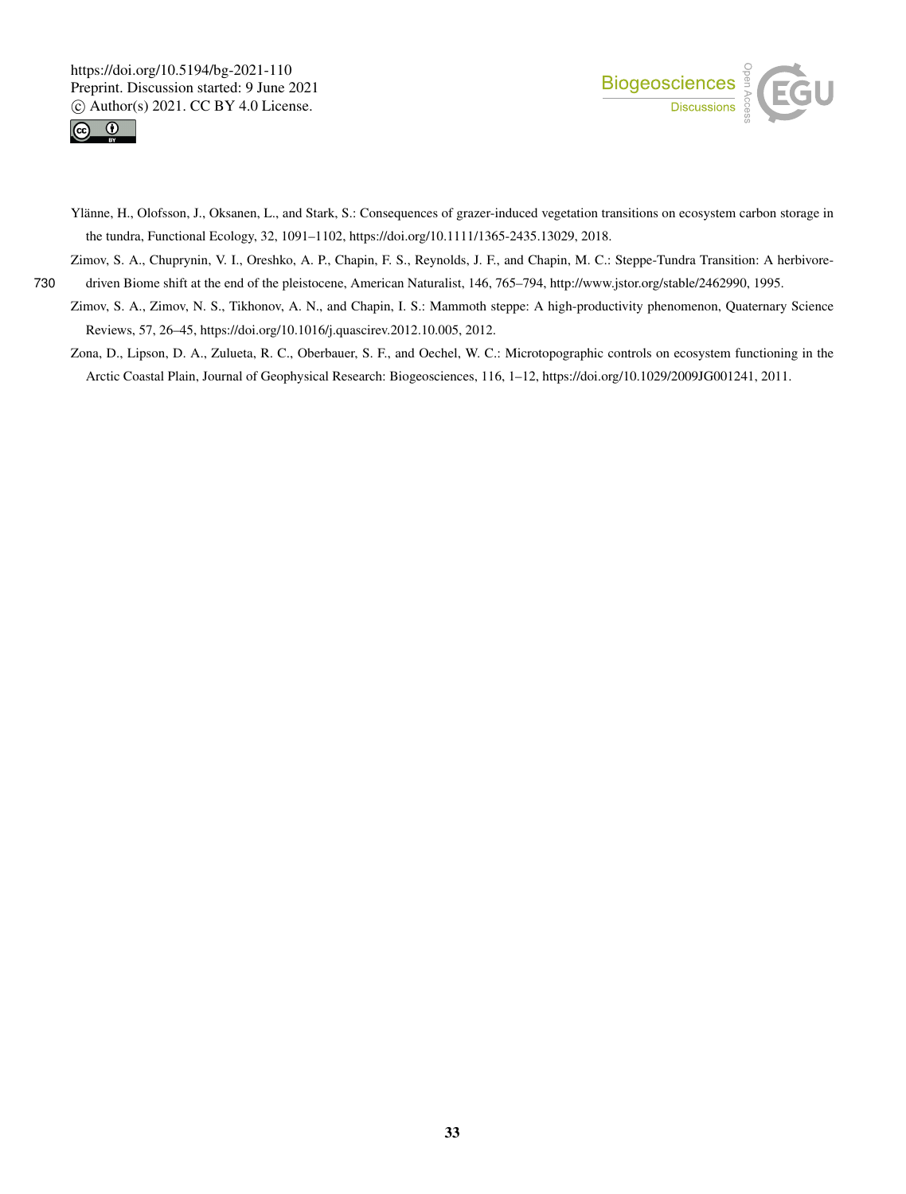Ylänne, H., Olofsson, J., Oksanen, L., and Stark, S.: Consequences of grazer-induced vegetation transitions on ecosystem carbon storage in the tundra, Functional Ecology, 32, 1091–1102, https://doi.org/10.1111/1365-2435.13029, 2018.

Zimov, S. A., Chuprynin, V. I., Oreshko, A. P., Chapin, F. S., Reynolds, J. F., and Chapin, M. C.: Steppe-Tundra Transition: A herbivore-driven Biome shift at the end of the pleistocene, American Naturalist, 146, 765–794, http://www.jstor.org/stable/2462990, 1995.

Zimov, S. A., Zimov, N. S., Tikhonov, A. N., and Chapin, I. S.: Mammoth steppe: A high-productivity phenomenon, Quaternary Science Reviews, 57, 26–45, https://doi.org/10.1016/j.quascirev.2012.10.005, 2012.

Zona, D., Lipson, D. A., Zulueta, R. C., Oberbauer, S. F., and Oechel, W. C.: Microtopographic controls on ecosystem functioning in the Arctic Coastal Plain, Journal of Geophysical Research: Biogeosciences, 116, 1–12, https://doi.org/10.1029/2009JG001241, 2011.